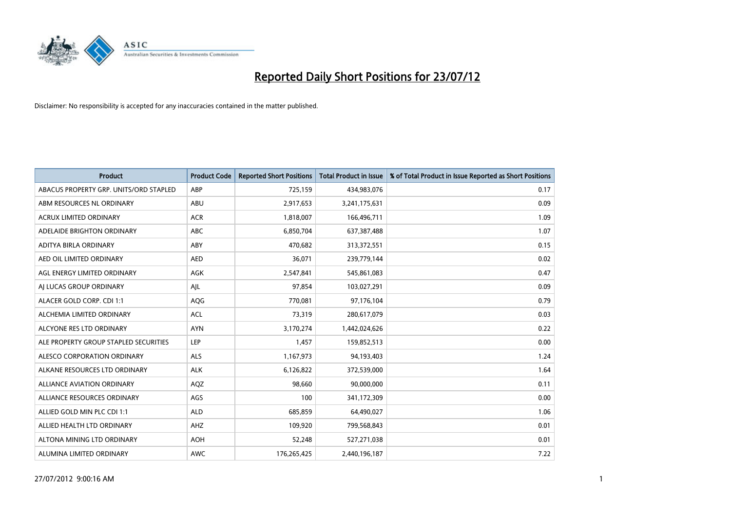# Reported Daily Short Positions for 23/07/12

Disclaimer: No responsibility is accepted for any inaccuracies contained in the matter published.

| Product | Product Code | Reported Short Positions | Total Product in Issue | % of Total Product in Issue Reported as Short Positions |
|---|---|---|---|---|
| ABACUS PROPERTY GRP. UNITS/ORD STAPLED | ABP | 725,159 | 434,983,076 | 0.17 |
| ABM RESOURCES NL ORDINARY | ABU | 2,917,653 | 3,241,175,631 | 0.09 |
| ACRUX LIMITED ORDINARY | ACR | 1,818,007 | 166,496,711 | 1.09 |
| ADELAIDE BRIGHTON ORDINARY | ABC | 6,850,704 | 637,387,488 | 1.07 |
| ADITYA BIRLA ORDINARY | ABY | 470,682 | 313,372,551 | 0.15 |
| AED OIL LIMITED ORDINARY | AED | 36,071 | 239,779,144 | 0.02 |
| AGL ENERGY LIMITED ORDINARY | AGK | 2,547,841 | 545,861,083 | 0.47 |
| AJ LUCAS GROUP ORDINARY | AJL | 97,854 | 103,027,291 | 0.09 |
| ALACER GOLD CORP. CDI 1:1 | AQG | 770,081 | 97,176,104 | 0.79 |
| ALCHEMIA LIMITED ORDINARY | ACL | 73,319 | 280,617,079 | 0.03 |
| ALCYONE RES LTD ORDINARY | AYN | 3,170,274 | 1,442,024,626 | 0.22 |
| ALE PROPERTY GROUP STAPLED SECURITIES | LEP | 1,457 | 159,852,513 | 0.00 |
| ALESCO CORPORATION ORDINARY | ALS | 1,167,973 | 94,193,403 | 1.24 |
| ALKANE RESOURCES LTD ORDINARY | ALK | 6,126,822 | 372,539,000 | 1.64 |
| ALLIANCE AVIATION ORDINARY | AQZ | 98,660 | 90,000,000 | 0.11 |
| ALLIANCE RESOURCES ORDINARY | AGS | 100 | 341,172,309 | 0.00 |
| ALLIED GOLD MIN PLC CDI 1:1 | ALD | 685,859 | 64,490,027 | 1.06 |
| ALLIED HEALTH LTD ORDINARY | AHZ | 109,920 | 799,568,843 | 0.01 |
| ALTONA MINING LTD ORDINARY | AOH | 52,248 | 527,271,038 | 0.01 |
| ALUMINA LIMITED ORDINARY | AWC | 176,265,425 | 2,440,196,187 | 7.22 |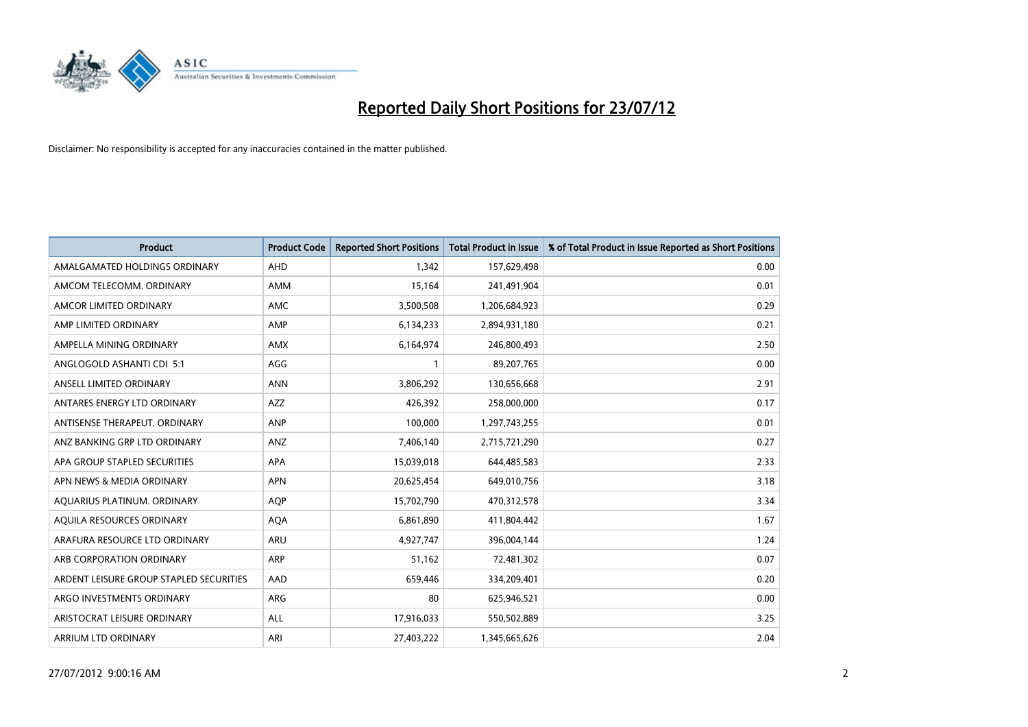# Reported Daily Short Positions for 23/07/12

Disclaimer: No responsibility is accepted for any inaccuracies contained in the matter published.

| Product | Product Code | Reported Short Positions | Total Product in Issue | % of Total Product in Issue Reported as Short Positions |
|---|---|---|---|---|
| AMALGAMATED HOLDINGS ORDINARY | AHD | 1,342 | 157,629,498 | 0.00 |
| AMCOM TELECOMM. ORDINARY | AMM | 15,164 | 241,491,904 | 0.01 |
| AMCOR LIMITED ORDINARY | AMC | 3,500,508 | 1,206,684,923 | 0.29 |
| AMP LIMITED ORDINARY | AMP | 6,134,233 | 2,894,931,180 | 0.21 |
| AMPELLA MINING ORDINARY | AMX | 6,164,974 | 246,800,493 | 2.50 |
| ANGLOGOLD ASHANTI CDI 5:1 | AGG | 1 | 89,207,765 | 0.00 |
| ANSELL LIMITED ORDINARY | ANN | 3,806,292 | 130,656,668 | 2.91 |
| ANTARES ENERGY LTD ORDINARY | AZZ | 426,392 | 258,000,000 | 0.17 |
| ANTISENSE THERAPEUT. ORDINARY | ANP | 100,000 | 1,297,743,255 | 0.01 |
| ANZ BANKING GRP LTD ORDINARY | ANZ | 7,406,140 | 2,715,721,290 | 0.27 |
| APA GROUP STAPLED SECURITIES | APA | 15,039,018 | 644,485,583 | 2.33 |
| APN NEWS & MEDIA ORDINARY | APN | 20,625,454 | 649,010,756 | 3.18 |
| AQUARIUS PLATINUM. ORDINARY | AQP | 15,702,790 | 470,312,578 | 3.34 |
| AQUILA RESOURCES ORDINARY | AQA | 6,861,890 | 411,804,442 | 1.67 |
| ARAFURA RESOURCE LTD ORDINARY | ARU | 4,927,747 | 396,004,144 | 1.24 |
| ARB CORPORATION ORDINARY | ARP | 51,162 | 72,481,302 | 0.07 |
| ARDENT LEISURE GROUP STAPLED SECURITIES | AAD | 659,446 | 334,209,401 | 0.20 |
| ARGO INVESTMENTS ORDINARY | ARG | 80 | 625,946,521 | 0.00 |
| ARISTOCRAT LEISURE ORDINARY | ALL | 17,916,033 | 550,502,889 | 3.25 |
| ARRIUM LTD ORDINARY | ARI | 27,403,222 | 1,345,665,626 | 2.04 |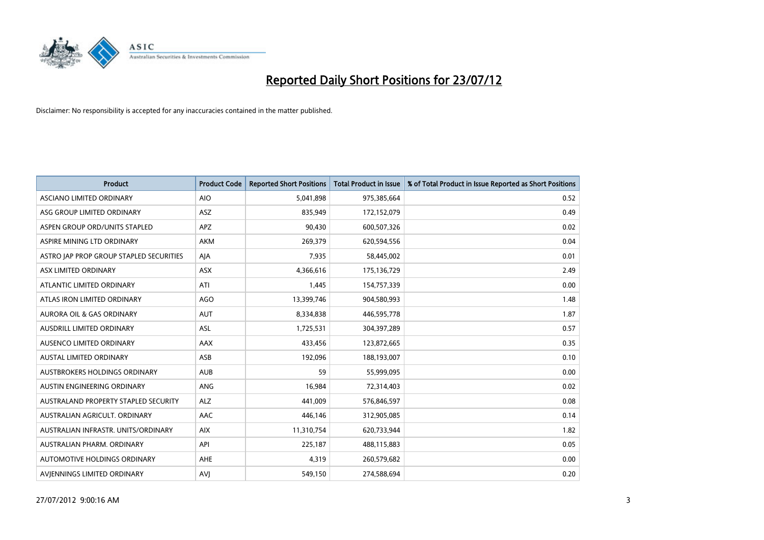# Reported Daily Short Positions for 23/07/12

Disclaimer: No responsibility is accepted for any inaccuracies contained in the matter published.

| Product | Product Code | Reported Short Positions | Total Product in Issue | % of Total Product in Issue Reported as Short Positions |
|---|---|---|---|---|
| ASCIANO LIMITED ORDINARY | AIO | 5,041,898 | 975,385,664 | 0.52 |
| ASG GROUP LIMITED ORDINARY | ASZ | 835,949 | 172,152,079 | 0.49 |
| ASPEN GROUP ORD/UNITS STAPLED | APZ | 90,430 | 600,507,326 | 0.02 |
| ASPIRE MINING LTD ORDINARY | AKM | 269,379 | 620,594,556 | 0.04 |
| ASTRO JAP PROP GROUP STAPLED SECURITIES | AJA | 7,935 | 58,445,002 | 0.01 |
| ASX LIMITED ORDINARY | ASX | 4,366,616 | 175,136,729 | 2.49 |
| ATLANTIC LIMITED ORDINARY | ATI | 1,445 | 154,757,339 | 0.00 |
| ATLAS IRON LIMITED ORDINARY | AGO | 13,399,746 | 904,580,993 | 1.48 |
| AURORA OIL & GAS ORDINARY | AUT | 8,334,838 | 446,595,778 | 1.87 |
| AUSDRILL LIMITED ORDINARY | ASL | 1,725,531 | 304,397,289 | 0.57 |
| AUSENCO LIMITED ORDINARY | AAX | 433,456 | 123,872,665 | 0.35 |
| AUSTAL LIMITED ORDINARY | ASB | 192,096 | 188,193,007 | 0.10 |
| AUSTBROKERS HOLDINGS ORDINARY | AUB | 59 | 55,999,095 | 0.00 |
| AUSTIN ENGINEERING ORDINARY | ANG | 16,984 | 72,314,403 | 0.02 |
| AUSTRALAND PROPERTY STAPLED SECURITY | ALZ | 441,009 | 576,846,597 | 0.08 |
| AUSTRALIAN AGRICULT. ORDINARY | AAC | 446,146 | 312,905,085 | 0.14 |
| AUSTRALIAN INFRASTR. UNITS/ORDINARY | AIX | 11,310,754 | 620,733,944 | 1.82 |
| AUSTRALIAN PHARM. ORDINARY | API | 225,187 | 488,115,883 | 0.05 |
| AUTOMOTIVE HOLDINGS ORDINARY | AHE | 4,319 | 260,579,682 | 0.00 |
| AVJENNINGS LIMITED ORDINARY | AVJ | 549,150 | 274,588,694 | 0.20 |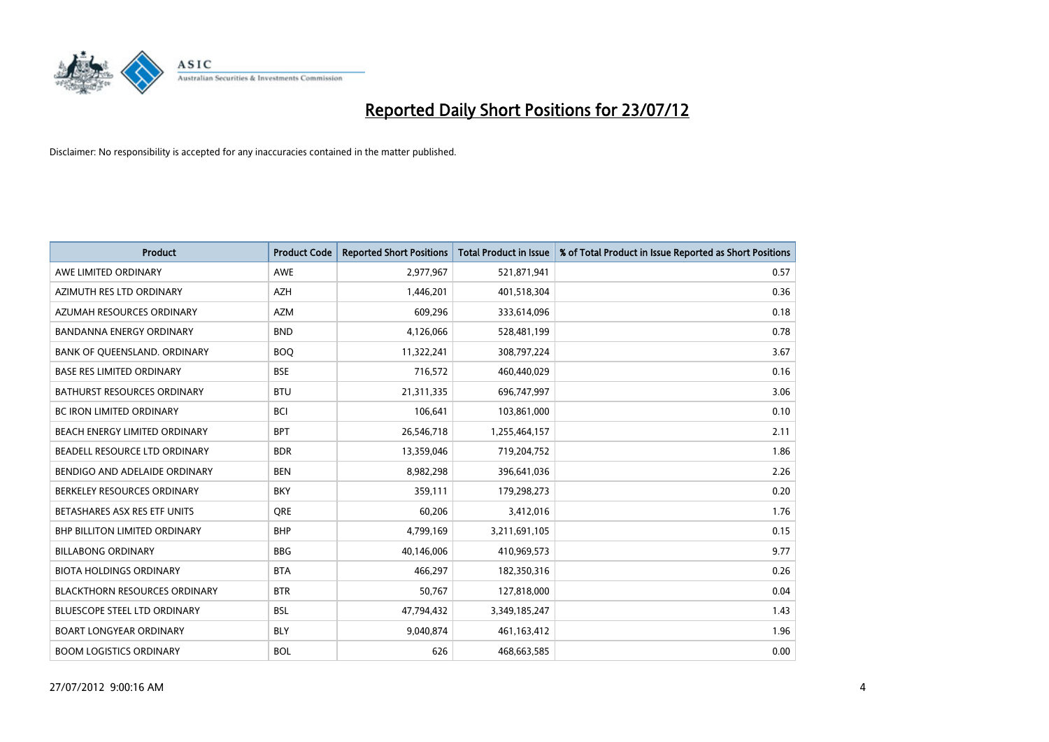# Reported Daily Short Positions for 23/07/12

Disclaimer: No responsibility is accepted for any inaccuracies contained in the matter published.

| Product | Product Code | Reported Short Positions | Total Product in Issue | % of Total Product in Issue Reported as Short Positions |
|---|---|---|---|---|
| AWE LIMITED ORDINARY | AWE | 2,977,967 | 521,871,941 | 0.57 |
| AZIMUTH RES LTD ORDINARY | AZH | 1,446,201 | 401,518,304 | 0.36 |
| AZUMAH RESOURCES ORDINARY | AZM | 609,296 | 333,614,096 | 0.18 |
| BANDANNA ENERGY ORDINARY | BND | 4,126,066 | 528,481,199 | 0.78 |
| BANK OF QUEENSLAND. ORDINARY | BOQ | 11,322,241 | 308,797,224 | 3.67 |
| BASE RES LIMITED ORDINARY | BSE | 716,572 | 460,440,029 | 0.16 |
| BATHURST RESOURCES ORDINARY | BTU | 21,311,335 | 696,747,997 | 3.06 |
| BC IRON LIMITED ORDINARY | BCI | 106,641 | 103,861,000 | 0.10 |
| BEACH ENERGY LIMITED ORDINARY | BPT | 26,546,718 | 1,255,464,157 | 2.11 |
| BEADELL RESOURCE LTD ORDINARY | BDR | 13,359,046 | 719,204,752 | 1.86 |
| BENDIGO AND ADELAIDE ORDINARY | BEN | 8,982,298 | 396,641,036 | 2.26 |
| BERKELEY RESOURCES ORDINARY | BKY | 359,111 | 179,298,273 | 0.20 |
| BETASHARES ASX RES ETF UNITS | QRE | 60,206 | 3,412,016 | 1.76 |
| BHP BILLITON LIMITED ORDINARY | BHP | 4,799,169 | 3,211,691,105 | 0.15 |
| BILLABONG ORDINARY | BBG | 40,146,006 | 410,969,573 | 9.77 |
| BIOTA HOLDINGS ORDINARY | BTA | 466,297 | 182,350,316 | 0.26 |
| BLACKTHORN RESOURCES ORDINARY | BTR | 50,767 | 127,818,000 | 0.04 |
| BLUESCOPE STEEL LTD ORDINARY | BSL | 47,794,432 | 3,349,185,247 | 1.43 |
| BOART LONGYEAR ORDINARY | BLY | 9,040,874 | 461,163,412 | 1.96 |
| BOOM LOGISTICS ORDINARY | BOL | 626 | 468,663,585 | 0.00 |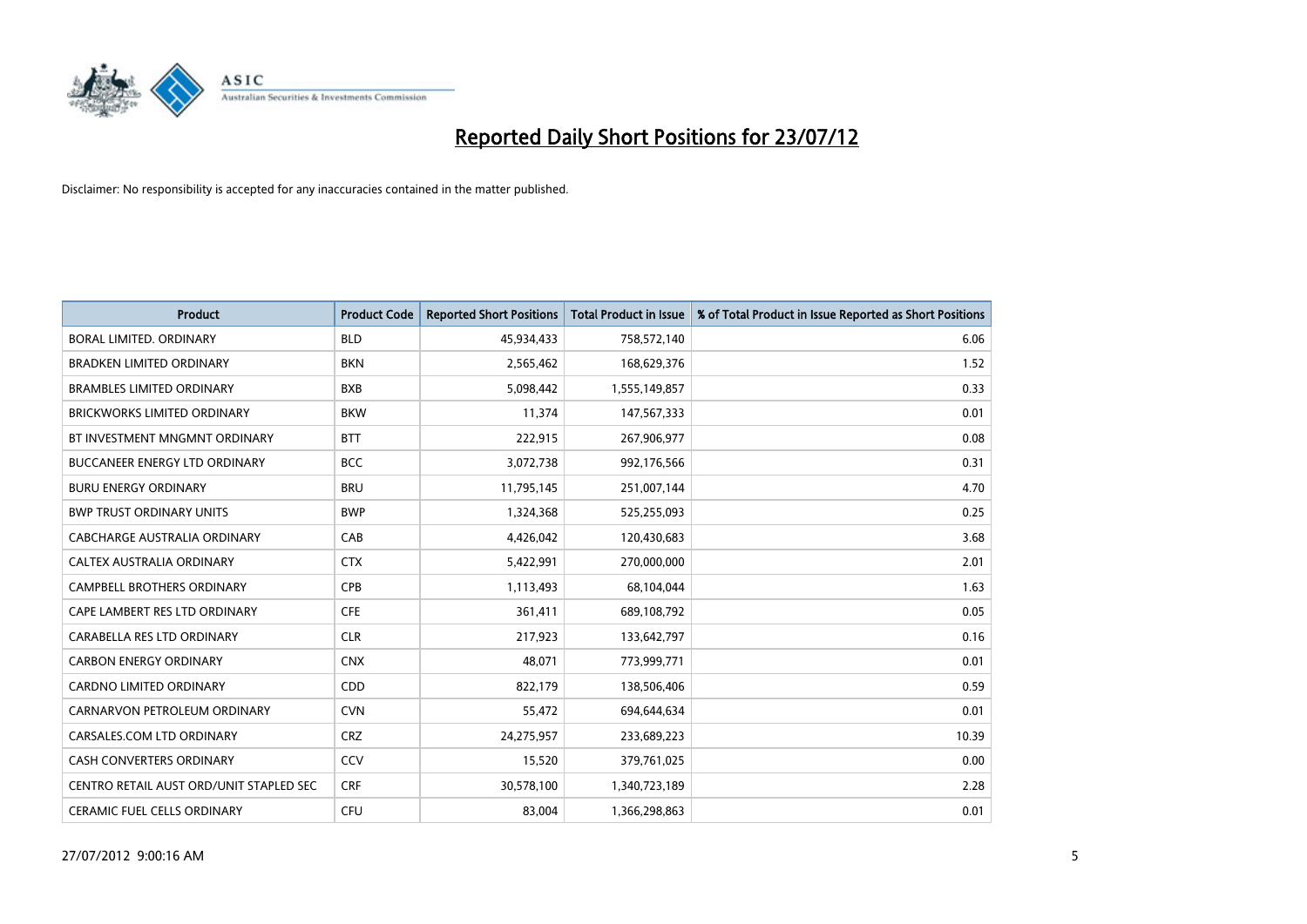# Reported Daily Short Positions for 23/07/12

Disclaimer: No responsibility is accepted for any inaccuracies contained in the matter published.

| Product | Product Code | Reported Short Positions | Total Product in Issue | % of Total Product in Issue Reported as Short Positions |
|---|---|---|---|---|
| BORAL LIMITED. ORDINARY | BLD | 45,934,433 | 758,572,140 | 6.06 |
| BRADKEN LIMITED ORDINARY | BKN | 2,565,462 | 168,629,376 | 1.52 |
| BRAMBLES LIMITED ORDINARY | BXB | 5,098,442 | 1,555,149,857 | 0.33 |
| BRICKWORKS LIMITED ORDINARY | BKW | 11,374 | 147,567,333 | 0.01 |
| BT INVESTMENT MNGMNT ORDINARY | BTT | 222,915 | 267,906,977 | 0.08 |
| BUCCANEER ENERGY LTD ORDINARY | BCC | 3,072,738 | 992,176,566 | 0.31 |
| BURU ENERGY ORDINARY | BRU | 11,795,145 | 251,007,144 | 4.70 |
| BWP TRUST ORDINARY UNITS | BWP | 1,324,368 | 525,255,093 | 0.25 |
| CABCHARGE AUSTRALIA ORDINARY | CAB | 4,426,042 | 120,430,683 | 3.68 |
| CALTEX AUSTRALIA ORDINARY | CTX | 5,422,991 | 270,000,000 | 2.01 |
| CAMPBELL BROTHERS ORDINARY | CPB | 1,113,493 | 68,104,044 | 1.63 |
| CAPE LAMBERT RES LTD ORDINARY | CFE | 361,411 | 689,108,792 | 0.05 |
| CARABELLA RES LTD ORDINARY | CLR | 217,923 | 133,642,797 | 0.16 |
| CARBON ENERGY ORDINARY | CNX | 48,071 | 773,999,771 | 0.01 |
| CARDNO LIMITED ORDINARY | CDD | 822,179 | 138,506,406 | 0.59 |
| CARNARVON PETROLEUM ORDINARY | CVN | 55,472 | 694,644,634 | 0.01 |
| CARSALES.COM LTD ORDINARY | CRZ | 24,275,957 | 233,689,223 | 10.39 |
| CASH CONVERTERS ORDINARY | CCV | 15,520 | 379,761,025 | 0.00 |
| CENTRO RETAIL AUST ORD/UNIT STAPLED SEC | CRF | 30,578,100 | 1,340,723,189 | 2.28 |
| CERAMIC FUEL CELLS ORDINARY | CFU | 83,004 | 1,366,298,863 | 0.01 |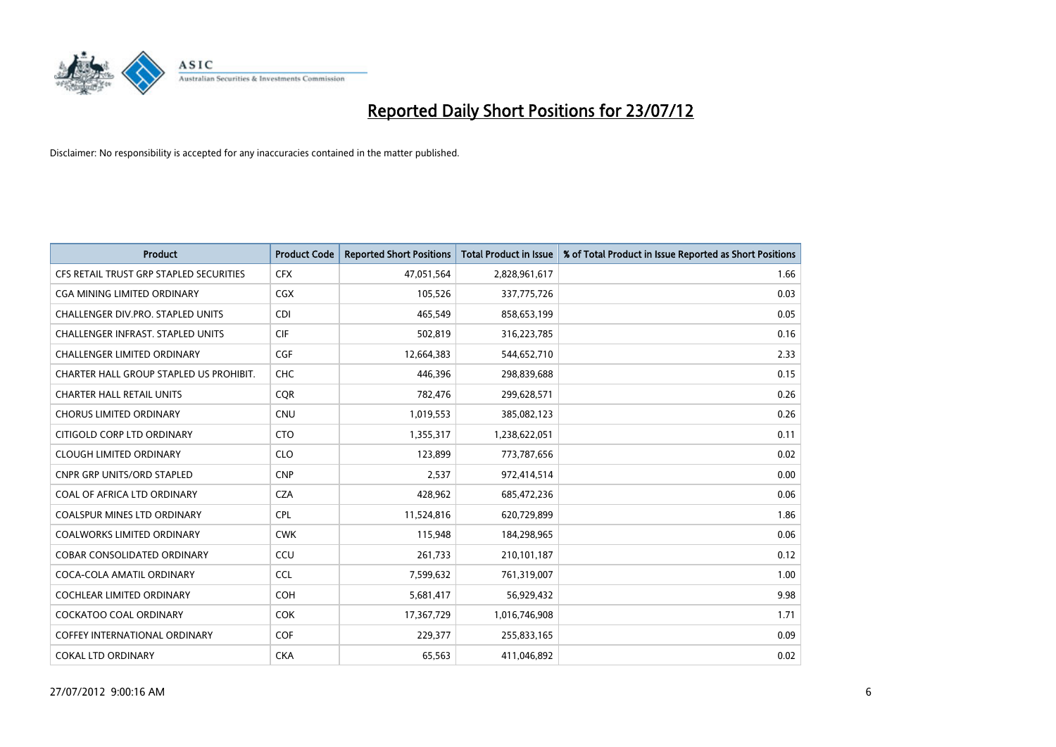# Reported Daily Short Positions for 23/07/12

Disclaimer: No responsibility is accepted for any inaccuracies contained in the matter published.

| Product | Product Code | Reported Short Positions | Total Product in Issue | % of Total Product in Issue Reported as Short Positions |
|---|---|---|---|---|
| CFS RETAIL TRUST GRP STAPLED SECURITIES | CFX | 47,051,564 | 2,828,961,617 | 1.66 |
| CGA MINING LIMITED ORDINARY | CGX | 105,526 | 337,775,726 | 0.03 |
| CHALLENGER DIV.PRO. STAPLED UNITS | CDI | 465,549 | 858,653,199 | 0.05 |
| CHALLENGER INFRAST. STAPLED UNITS | CIF | 502,819 | 316,223,785 | 0.16 |
| CHALLENGER LIMITED ORDINARY | CGF | 12,664,383 | 544,652,710 | 2.33 |
| CHARTER HALL GROUP STAPLED US PROHIBIT. | CHC | 446,396 | 298,839,688 | 0.15 |
| CHARTER HALL RETAIL UNITS | CQR | 782,476 | 299,628,571 | 0.26 |
| CHORUS LIMITED ORDINARY | CNU | 1,019,553 | 385,082,123 | 0.26 |
| CITIGOLD CORP LTD ORDINARY | CTO | 1,355,317 | 1,238,622,051 | 0.11 |
| CLOUGH LIMITED ORDINARY | CLO | 123,899 | 773,787,656 | 0.02 |
| CNPR GRP UNITS/ORD STAPLED | CNP | 2,537 | 972,414,514 | 0.00 |
| COAL OF AFRICA LTD ORDINARY | CZA | 428,962 | 685,472,236 | 0.06 |
| COALSPUR MINES LTD ORDINARY | CPL | 11,524,816 | 620,729,899 | 1.86 |
| COALWORKS LIMITED ORDINARY | CWK | 115,948 | 184,298,965 | 0.06 |
| COBAR CONSOLIDATED ORDINARY | CCU | 261,733 | 210,101,187 | 0.12 |
| COCA-COLA AMATIL ORDINARY | CCL | 7,599,632 | 761,319,007 | 1.00 |
| COCHLEAR LIMITED ORDINARY | COH | 5,681,417 | 56,929,432 | 9.98 |
| COCKATOO COAL ORDINARY | COK | 17,367,729 | 1,016,746,908 | 1.71 |
| COFFEY INTERNATIONAL ORDINARY | COF | 229,377 | 255,833,165 | 0.09 |
| COKAL LTD ORDINARY | CKA | 65,563 | 411,046,892 | 0.02 |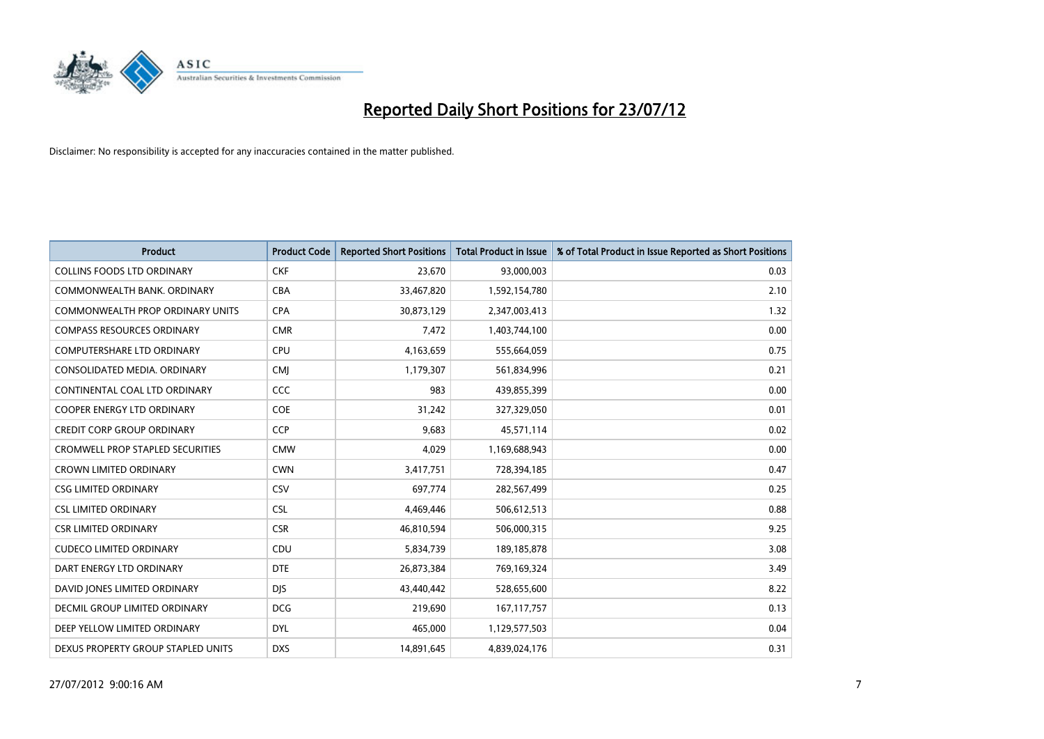# Reported Daily Short Positions for 23/07/12

Disclaimer: No responsibility is accepted for any inaccuracies contained in the matter published.

| Product | Product Code | Reported Short Positions | Total Product in Issue | % of Total Product in Issue Reported as Short Positions |
|---|---|---|---|---|
| COLLINS FOODS LTD ORDINARY | CKF | 23,670 | 93,000,003 | 0.03 |
| COMMONWEALTH BANK. ORDINARY | CBA | 33,467,820 | 1,592,154,780 | 2.10 |
| COMMONWEALTH PROP ORDINARY UNITS | CPA | 30,873,129 | 2,347,003,413 | 1.32 |
| COMPASS RESOURCES ORDINARY | CMR | 7,472 | 1,403,744,100 | 0.00 |
| COMPUTERSHARE LTD ORDINARY | CPU | 4,163,659 | 555,664,059 | 0.75 |
| CONSOLIDATED MEDIA. ORDINARY | CMJ | 1,179,307 | 561,834,996 | 0.21 |
| CONTINENTAL COAL LTD ORDINARY | CCC | 983 | 439,855,399 | 0.00 |
| COOPER ENERGY LTD ORDINARY | COE | 31,242 | 327,329,050 | 0.01 |
| CREDIT CORP GROUP ORDINARY | CCP | 9,683 | 45,571,114 | 0.02 |
| CROMWELL PROP STAPLED SECURITIES | CMW | 4,029 | 1,169,688,943 | 0.00 |
| CROWN LIMITED ORDINARY | CWN | 3,417,751 | 728,394,185 | 0.47 |
| CSG LIMITED ORDINARY | CSV | 697,774 | 282,567,499 | 0.25 |
| CSL LIMITED ORDINARY | CSL | 4,469,446 | 506,612,513 | 0.88 |
| CSR LIMITED ORDINARY | CSR | 46,810,594 | 506,000,315 | 9.25 |
| CUDECO LIMITED ORDINARY | CDU | 5,834,739 | 189,185,878 | 3.08 |
| DART ENERGY LTD ORDINARY | DTE | 26,873,384 | 769,169,324 | 3.49 |
| DAVID JONES LIMITED ORDINARY | DJS | 43,440,442 | 528,655,600 | 8.22 |
| DECMIL GROUP LIMITED ORDINARY | DCG | 219,690 | 167,117,757 | 0.13 |
| DEEP YELLOW LIMITED ORDINARY | DYL | 465,000 | 1,129,577,503 | 0.04 |
| DEXUS PROPERTY GROUP STAPLED UNITS | DXS | 14,891,645 | 4,839,024,176 | 0.31 |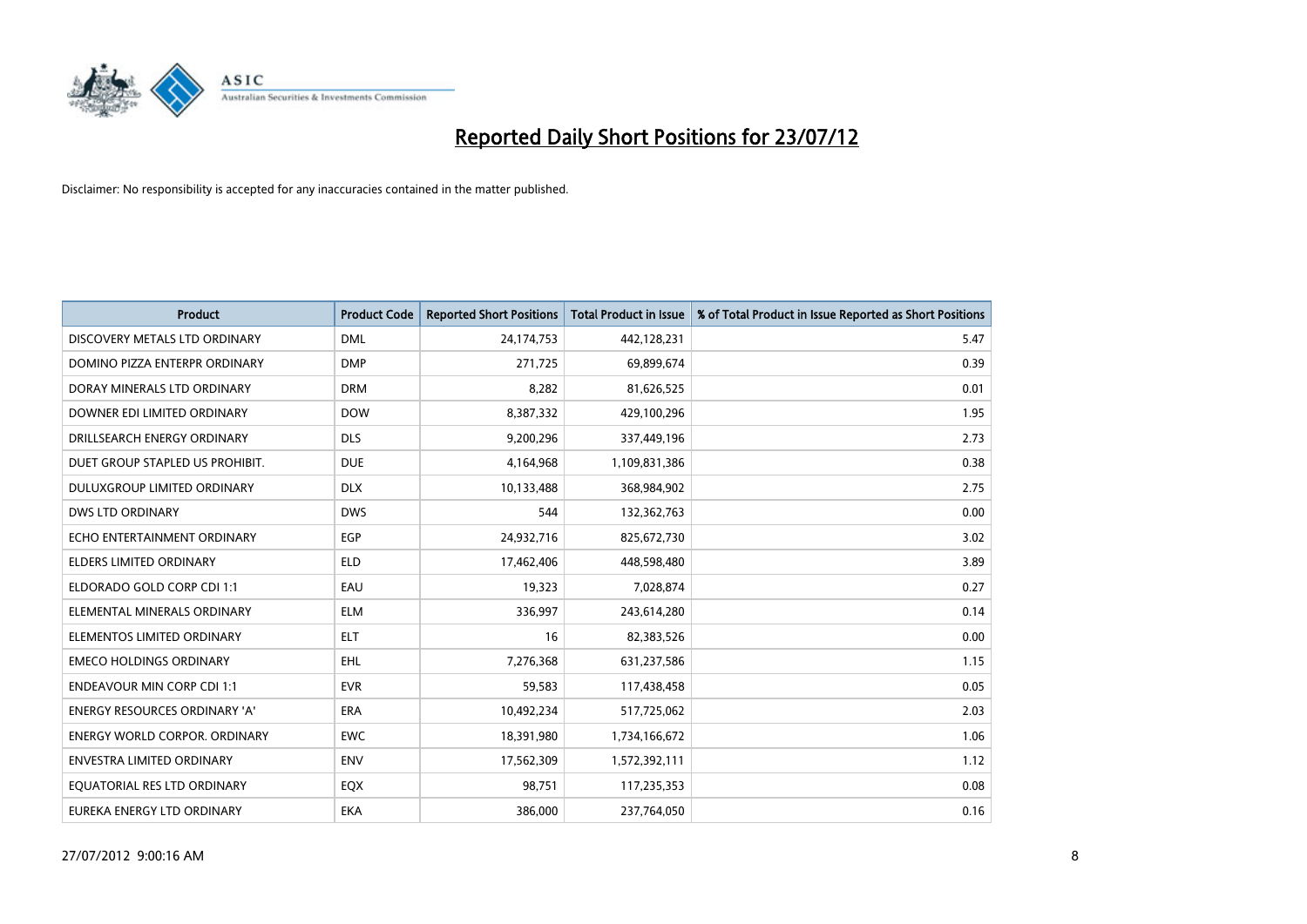# Reported Daily Short Positions for 23/07/12

Disclaimer: No responsibility is accepted for any inaccuracies contained in the matter published.

| Product | Product Code | Reported Short Positions | Total Product in Issue | % of Total Product in Issue Reported as Short Positions |
|---|---|---|---|---|
| DISCOVERY METALS LTD ORDINARY | DML | 24,174,753 | 442,128,231 | 5.47 |
| DOMINO PIZZA ENTERPR ORDINARY | DMP | 271,725 | 69,899,674 | 0.39 |
| DORAY MINERALS LTD ORDINARY | DRM | 8,282 | 81,626,525 | 0.01 |
| DOWNER EDI LIMITED ORDINARY | DOW | 8,387,332 | 429,100,296 | 1.95 |
| DRILLSEARCH ENERGY ORDINARY | DLS | 9,200,296 | 337,449,196 | 2.73 |
| DUET GROUP STAPLED US PROHIBIT. | DUE | 4,164,968 | 1,109,831,386 | 0.38 |
| DULUXGROUP LIMITED ORDINARY | DLX | 10,133,488 | 368,984,902 | 2.75 |
| DWS LTD ORDINARY | DWS | 544 | 132,362,763 | 0.00 |
| ECHO ENTERTAINMENT ORDINARY | EGP | 24,932,716 | 825,672,730 | 3.02 |
| ELDERS LIMITED ORDINARY | ELD | 17,462,406 | 448,598,480 | 3.89 |
| ELDORADO GOLD CORP CDI 1:1 | EAU | 19,323 | 7,028,874 | 0.27 |
| ELEMENTAL MINERALS ORDINARY | ELM | 336,997 | 243,614,280 | 0.14 |
| ELEMENTOS LIMITED ORDINARY | ELT | 16 | 82,383,526 | 0.00 |
| EMECO HOLDINGS ORDINARY | EHL | 7,276,368 | 631,237,586 | 1.15 |
| ENDEAVOUR MIN CORP CDI 1:1 | EVR | 59,583 | 117,438,458 | 0.05 |
| ENERGY RESOURCES ORDINARY 'A' | ERA | 10,492,234 | 517,725,062 | 2.03 |
| ENERGY WORLD CORPOR. ORDINARY | EWC | 18,391,980 | 1,734,166,672 | 1.06 |
| ENVESTRA LIMITED ORDINARY | ENV | 17,562,309 | 1,572,392,111 | 1.12 |
| EQUATORIAL RES LTD ORDINARY | EQX | 98,751 | 117,235,353 | 0.08 |
| EUREKA ENERGY LTD ORDINARY | EKA | 386,000 | 237,764,050 | 0.16 |

27/07/2012 9:00:16 AM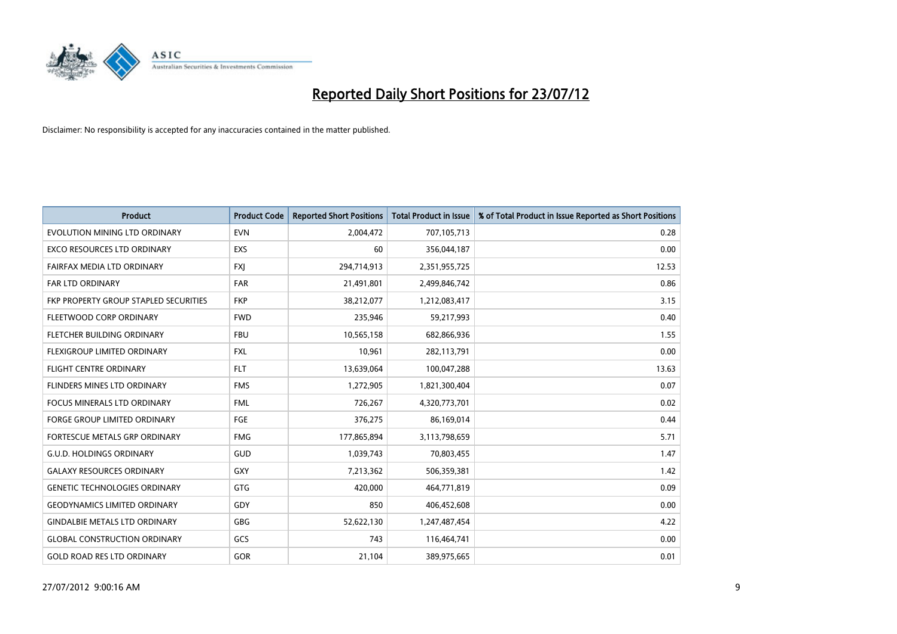# Reported Daily Short Positions for 23/07/12

Disclaimer: No responsibility is accepted for any inaccuracies contained in the matter published.

| Product | Product Code | Reported Short Positions | Total Product in Issue | % of Total Product in Issue Reported as Short Positions |
|---|---|---|---|---|
| EVOLUTION MINING LTD ORDINARY | EVN | 2,004,472 | 707,105,713 | 0.28 |
| EXCO RESOURCES LTD ORDINARY | EXS | 60 | 356,044,187 | 0.00 |
| FAIRFAX MEDIA LTD ORDINARY | FXJ | 294,714,913 | 2,351,955,725 | 12.53 |
| FAR LTD ORDINARY | FAR | 21,491,801 | 2,499,846,742 | 0.86 |
| FKP PROPERTY GROUP STAPLED SECURITIES | FKP | 38,212,077 | 1,212,083,417 | 3.15 |
| FLEETWOOD CORP ORDINARY | FWD | 235,946 | 59,217,993 | 0.40 |
| FLETCHER BUILDING ORDINARY | FBU | 10,565,158 | 682,866,936 | 1.55 |
| FLEXIGROUP LIMITED ORDINARY | FXL | 10,961 | 282,113,791 | 0.00 |
| FLIGHT CENTRE ORDINARY | FLT | 13,639,064 | 100,047,288 | 13.63 |
| FLINDERS MINES LTD ORDINARY | FMS | 1,272,905 | 1,821,300,404 | 0.07 |
| FOCUS MINERALS LTD ORDINARY | FML | 726,267 | 4,320,773,701 | 0.02 |
| FORGE GROUP LIMITED ORDINARY | FGE | 376,275 | 86,169,014 | 0.44 |
| FORTESCUE METALS GRP ORDINARY | FMG | 177,865,894 | 3,113,798,659 | 5.71 |
| G.U.D. HOLDINGS ORDINARY | GUD | 1,039,743 | 70,803,455 | 1.47 |
| GALAXY RESOURCES ORDINARY | GXY | 7,213,362 | 506,359,381 | 1.42 |
| GENETIC TECHNOLOGIES ORDINARY | GTG | 420,000 | 464,771,819 | 0.09 |
| GEODYNAMICS LIMITED ORDINARY | GDY | 850 | 406,452,608 | 0.00 |
| GINDALBIE METALS LTD ORDINARY | GBG | 52,622,130 | 1,247,487,454 | 4.22 |
| GLOBAL CONSTRUCTION ORDINARY | GCS | 743 | 116,464,741 | 0.00 |
| GOLD ROAD RES LTD ORDINARY | GOR | 21,104 | 389,975,665 | 0.01 |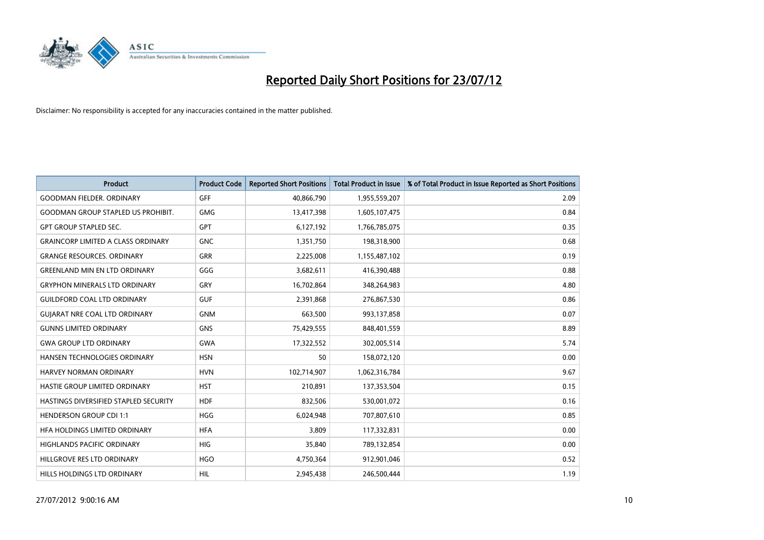# Reported Daily Short Positions for 23/07/12

Disclaimer: No responsibility is accepted for any inaccuracies contained in the matter published.

| Product | Product Code | Reported Short Positions | Total Product in Issue | % of Total Product in Issue Reported as Short Positions |
|---|---|---|---|---|
| GOODMAN FIELDER. ORDINARY | GFF | 40,866,790 | 1,955,559,207 | 2.09 |
| GOODMAN GROUP STAPLED US PROHIBIT. | GMG | 13,417,398 | 1,605,107,475 | 0.84 |
| GPT GROUP STAPLED SEC. | GPT | 6,127,192 | 1,766,785,075 | 0.35 |
| GRAINCORP LIMITED A CLASS ORDINARY | GNC | 1,351,750 | 198,318,900 | 0.68 |
| GRANGE RESOURCES. ORDINARY | GRR | 2,225,008 | 1,155,487,102 | 0.19 |
| GREENLAND MIN EN LTD ORDINARY | GGG | 3,682,611 | 416,390,488 | 0.88 |
| GRYPHON MINERALS LTD ORDINARY | GRY | 16,702,864 | 348,264,983 | 4.80 |
| GUILDFORD COAL LTD ORDINARY | GUF | 2,391,868 | 276,867,530 | 0.86 |
| GUJARAT NRE COAL LTD ORDINARY | GNM | 663,500 | 993,137,858 | 0.07 |
| GUNNS LIMITED ORDINARY | GNS | 75,429,555 | 848,401,559 | 8.89 |
| GWA GROUP LTD ORDINARY | GWA | 17,322,552 | 302,005,514 | 5.74 |
| HANSEN TECHNOLOGIES ORDINARY | HSN | 50 | 158,072,120 | 0.00 |
| HARVEY NORMAN ORDINARY | HVN | 102,714,907 | 1,062,316,784 | 9.67 |
| HASTIE GROUP LIMITED ORDINARY | HST | 210,891 | 137,353,504 | 0.15 |
| HASTINGS DIVERSIFIED STAPLED SECURITY | HDF | 832,506 | 530,001,072 | 0.16 |
| HENDERSON GROUP CDI 1:1 | HGG | 6,024,948 | 707,807,610 | 0.85 |
| HFA HOLDINGS LIMITED ORDINARY | HFA | 3,809 | 117,332,831 | 0.00 |
| HIGHLANDS PACIFIC ORDINARY | HIG | 35,840 | 789,132,854 | 0.00 |
| HILLGROVE RES LTD ORDINARY | HGO | 4,750,364 | 912,901,046 | 0.52 |
| HILLS HOLDINGS LTD ORDINARY | HIL | 2,945,438 | 246,500,444 | 1.19 |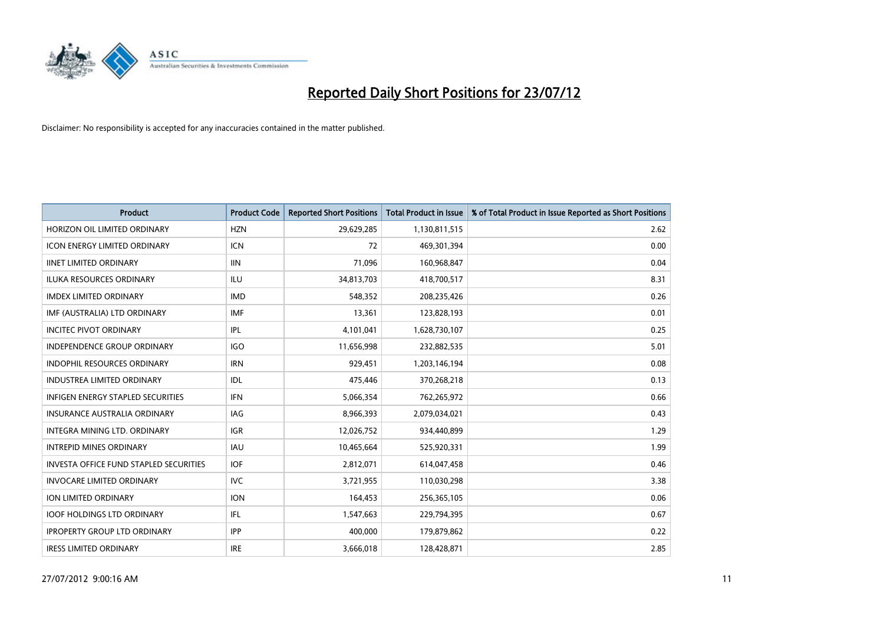# Reported Daily Short Positions for 23/07/12

Disclaimer: No responsibility is accepted for any inaccuracies contained in the matter published.

| Product | Product Code | Reported Short Positions | Total Product in Issue | % of Total Product in Issue Reported as Short Positions |
|---|---|---|---|---|
| HORIZON OIL LIMITED ORDINARY | HZN | 29,629,285 | 1,130,811,515 | 2.62 |
| ICON ENERGY LIMITED ORDINARY | ICN | 72 | 469,301,394 | 0.00 |
| IINET LIMITED ORDINARY | IIN | 71,096 | 160,968,847 | 0.04 |
| ILUKA RESOURCES ORDINARY | ILU | 34,813,703 | 418,700,517 | 8.31 |
| IMDEX LIMITED ORDINARY | IMD | 548,352 | 208,235,426 | 0.26 |
| IMF (AUSTRALIA) LTD ORDINARY | IMF | 13,361 | 123,828,193 | 0.01 |
| INCITEC PIVOT ORDINARY | IPL | 4,101,041 | 1,628,730,107 | 0.25 |
| INDEPENDENCE GROUP ORDINARY | IGO | 11,656,998 | 232,882,535 | 5.01 |
| INDOPHIL RESOURCES ORDINARY | IRN | 929,451 | 1,203,146,194 | 0.08 |
| INDUSTREA LIMITED ORDINARY | IDL | 475,446 | 370,268,218 | 0.13 |
| INFIGEN ENERGY STAPLED SECURITIES | IFN | 5,066,354 | 762,265,972 | 0.66 |
| INSURANCE AUSTRALIA ORDINARY | IAG | 8,966,393 | 2,079,034,021 | 0.43 |
| INTEGRA MINING LTD. ORDINARY | IGR | 12,026,752 | 934,440,899 | 1.29 |
| INTREPID MINES ORDINARY | IAU | 10,465,664 | 525,920,331 | 1.99 |
| INVESTA OFFICE FUND STAPLED SECURITIES | IOF | 2,812,071 | 614,047,458 | 0.46 |
| INVOCARE LIMITED ORDINARY | IVC | 3,721,955 | 110,030,298 | 3.38 |
| ION LIMITED ORDINARY | ION | 164,453 | 256,365,105 | 0.06 |
| IOOF HOLDINGS LTD ORDINARY | IFL | 1,547,663 | 229,794,395 | 0.67 |
| IPROPERTY GROUP LTD ORDINARY | IPP | 400,000 | 179,879,862 | 0.22 |
| IRESS LIMITED ORDINARY | IRE | 3,666,018 | 128,428,871 | 2.85 |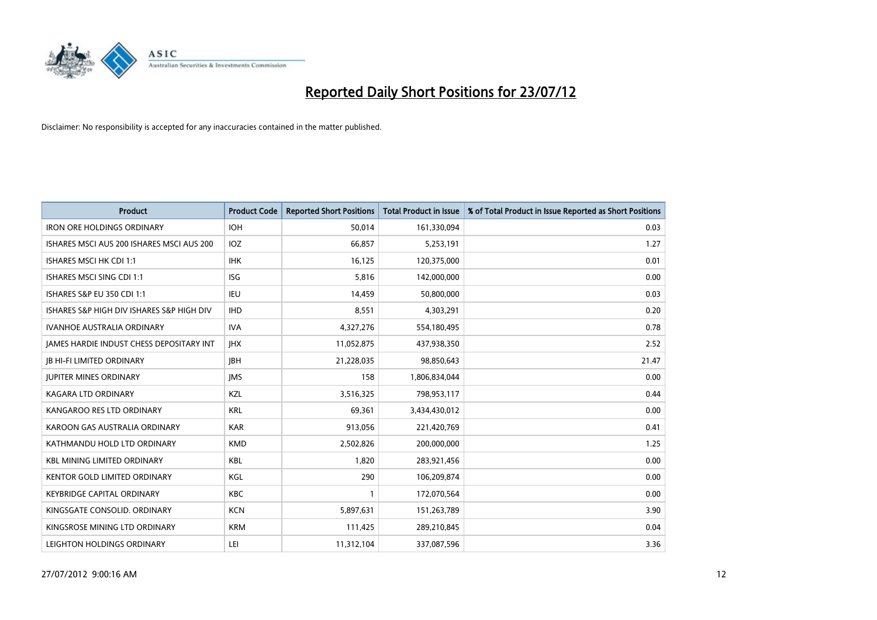# Reported Daily Short Positions for 23/07/12

Disclaimer: No responsibility is accepted for any inaccuracies contained in the matter published.

| Product | Product Code | Reported Short Positions | Total Product in Issue | % of Total Product in Issue Reported as Short Positions |
|---|---|---|---|---|
| IRON ORE HOLDINGS ORDINARY | IOH | 50,014 | 161,330,094 | 0.03 |
| ISHARES MSCI AUS 200 ISHARES MSCI AUS 200 | IOZ | 66,857 | 5,253,191 | 1.27 |
| ISHARES MSCI HK CDI 1:1 | IHK | 16,125 | 120,375,000 | 0.01 |
| ISHARES MSCI SING CDI 1:1 | ISG | 5,816 | 142,000,000 | 0.00 |
| ISHARES S&P EU 350 CDI 1:1 | IEU | 14,459 | 50,800,000 | 0.03 |
| ISHARES S&P HIGH DIV ISHARES S&P HIGH DIV | IHD | 8,551 | 4,303,291 | 0.20 |
| IVANHOE AUSTRALIA ORDINARY | IVA | 4,327,276 | 554,180,495 | 0.78 |
| JAMES HARDIE INDUST CHESS DEPOSITARY INT | JHX | 11,052,875 | 437,938,350 | 2.52 |
| JB HI-FI LIMITED ORDINARY | JBH | 21,228,035 | 98,850,643 | 21.47 |
| JUPITER MINES ORDINARY | JMS | 158 | 1,806,834,044 | 0.00 |
| KAGARA LTD ORDINARY | KZL | 3,516,325 | 798,953,117 | 0.44 |
| KANGAROO RES LTD ORDINARY | KRL | 69,361 | 3,434,430,012 | 0.00 |
| KAROON GAS AUSTRALIA ORDINARY | KAR | 913,056 | 221,420,769 | 0.41 |
| KATHMANDU HOLD LTD ORDINARY | KMD | 2,502,826 | 200,000,000 | 1.25 |
| KBL MINING LIMITED ORDINARY | KBL | 1,820 | 283,921,456 | 0.00 |
| KENTOR GOLD LIMITED ORDINARY | KGL | 290 | 106,209,874 | 0.00 |
| KEYBRIDGE CAPITAL ORDINARY | KBC | 1 | 172,070,564 | 0.00 |
| KINGSGATE CONSOLID. ORDINARY | KCN | 5,897,631 | 151,263,789 | 3.90 |
| KINGSROSE MINING LTD ORDINARY | KRM | 111,425 | 289,210,845 | 0.04 |
| LEIGHTON HOLDINGS ORDINARY | LEI | 11,312,104 | 337,087,596 | 3.36 |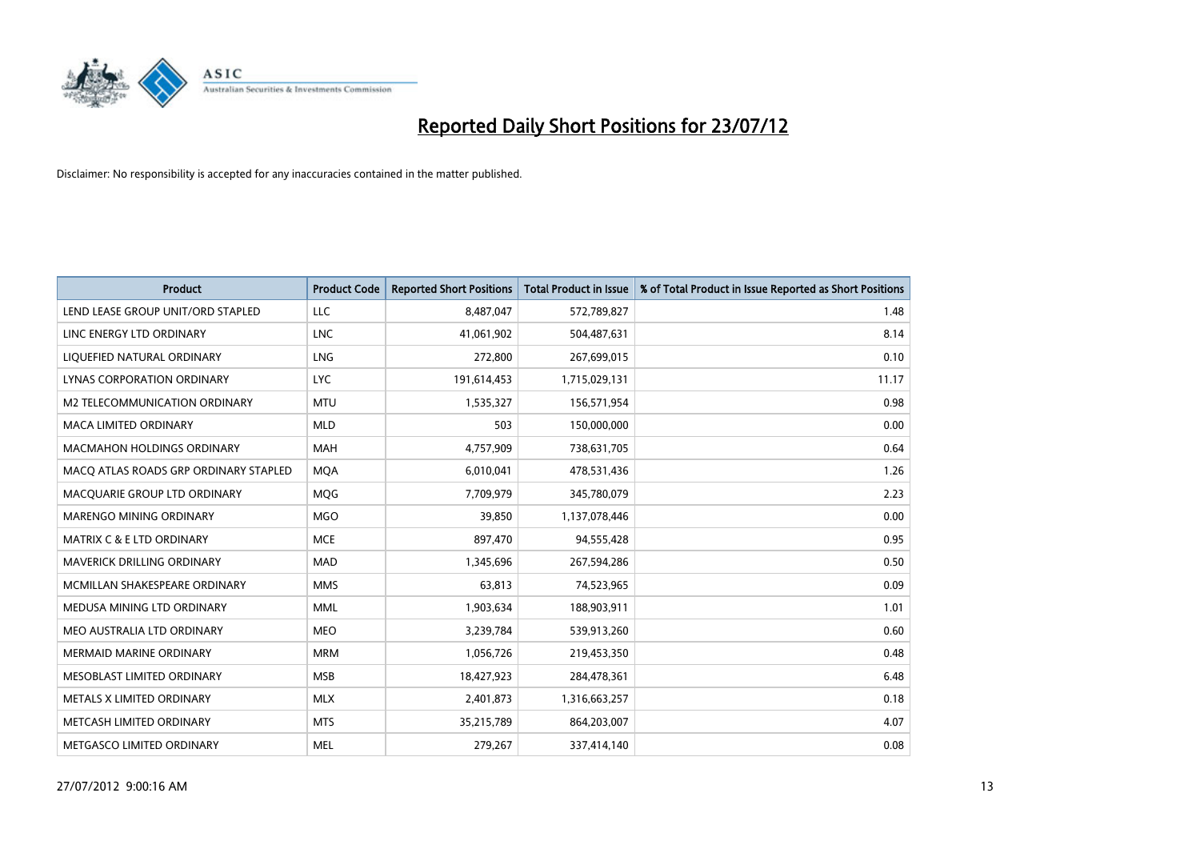# Reported Daily Short Positions for 23/07/12

Disclaimer: No responsibility is accepted for any inaccuracies contained in the matter published.

| Product | Product Code | Reported Short Positions | Total Product in Issue | % of Total Product in Issue Reported as Short Positions |
| --- | --- | --- | --- | --- |
| LEND LEASE GROUP UNIT/ORD STAPLED | LLC | 8,487,047 | 572,789,827 | 1.48 |
| LINC ENERGY LTD ORDINARY | LNC | 41,061,902 | 504,487,631 | 8.14 |
| LIQUEFIED NATURAL ORDINARY | LNG | 272,800 | 267,699,015 | 0.10 |
| LYNAS CORPORATION ORDINARY | LYC | 191,614,453 | 1,715,029,131 | 11.17 |
| M2 TELECOMMUNICATION ORDINARY | MTU | 1,535,327 | 156,571,954 | 0.98 |
| MACA LIMITED ORDINARY | MLD | 503 | 150,000,000 | 0.00 |
| MACMAHON HOLDINGS ORDINARY | MAH | 4,757,909 | 738,631,705 | 0.64 |
| MACQ ATLAS ROADS GRP ORDINARY STAPLED | MQA | 6,010,041 | 478,531,436 | 1.26 |
| MACQUARIE GROUP LTD ORDINARY | MQG | 7,709,979 | 345,780,079 | 2.23 |
| MARENGO MINING ORDINARY | MGO | 39,850 | 1,137,078,446 | 0.00 |
| MATRIX C & E LTD ORDINARY | MCE | 897,470 | 94,555,428 | 0.95 |
| MAVERICK DRILLING ORDINARY | MAD | 1,345,696 | 267,594,286 | 0.50 |
| MCMILLAN SHAKESPEARE ORDINARY | MMS | 63,813 | 74,523,965 | 0.09 |
| MEDUSA MINING LTD ORDINARY | MML | 1,903,634 | 188,903,911 | 1.01 |
| MEO AUSTRALIA LTD ORDINARY | MEO | 3,239,784 | 539,913,260 | 0.60 |
| MERMAID MARINE ORDINARY | MRM | 1,056,726 | 219,453,350 | 0.48 |
| MESOBLAST LIMITED ORDINARY | MSB | 18,427,923 | 284,478,361 | 6.48 |
| METALS X LIMITED ORDINARY | MLX | 2,401,873 | 1,316,663,257 | 0.18 |
| METCASH LIMITED ORDINARY | MTS | 35,215,789 | 864,203,007 | 4.07 |
| METGASCO LIMITED ORDINARY | MEL | 279,267 | 337,414,140 | 0.08 |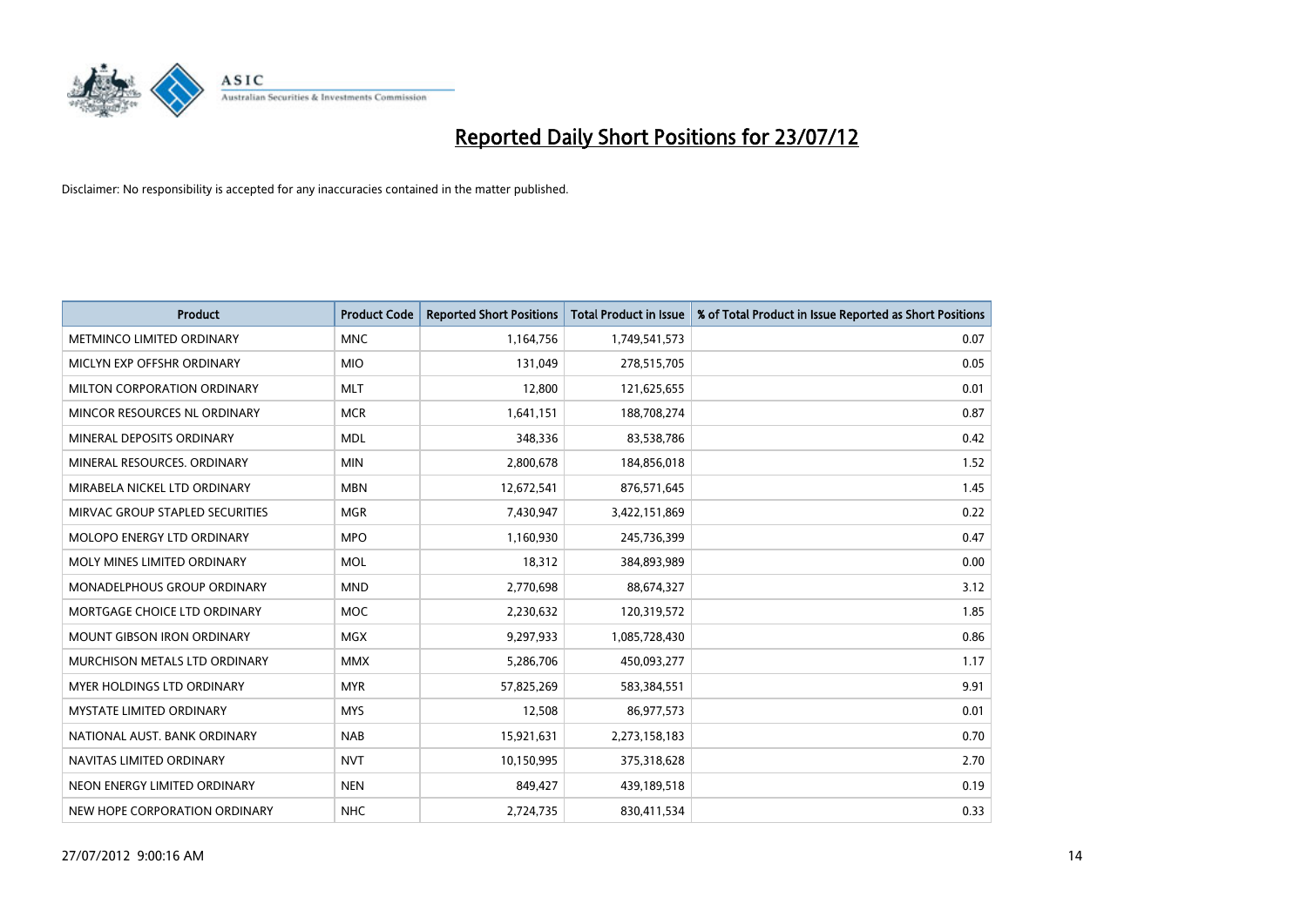# Reported Daily Short Positions for 23/07/12

Disclaimer: No responsibility is accepted for any inaccuracies contained in the matter published.

| Product | Product Code | Reported Short Positions | Total Product in Issue | % of Total Product in Issue Reported as Short Positions |
|---|---|---|---|---|
| METMINCO LIMITED ORDINARY | MNC | 1,164,756 | 1,749,541,573 | 0.07 |
| MICLYN EXP OFFSHR ORDINARY | MIO | 131,049 | 278,515,705 | 0.05 |
| MILTON CORPORATION ORDINARY | MLT | 12,800 | 121,625,655 | 0.01 |
| MINCOR RESOURCES NL ORDINARY | MCR | 1,641,151 | 188,708,274 | 0.87 |
| MINERAL DEPOSITS ORDINARY | MDL | 348,336 | 83,538,786 | 0.42 |
| MINERAL RESOURCES. ORDINARY | MIN | 2,800,678 | 184,856,018 | 1.52 |
| MIRABELA NICKEL LTD ORDINARY | MBN | 12,672,541 | 876,571,645 | 1.45 |
| MIRVAC GROUP STAPLED SECURITIES | MGR | 7,430,947 | 3,422,151,869 | 0.22 |
| MOLOPO ENERGY LTD ORDINARY | MPO | 1,160,930 | 245,736,399 | 0.47 |
| MOLY MINES LIMITED ORDINARY | MOL | 18,312 | 384,893,989 | 0.00 |
| MONADELPHOUS GROUP ORDINARY | MND | 2,770,698 | 88,674,327 | 3.12 |
| MORTGAGE CHOICE LTD ORDINARY | MOC | 2,230,632 | 120,319,572 | 1.85 |
| MOUNT GIBSON IRON ORDINARY | MGX | 9,297,933 | 1,085,728,430 | 0.86 |
| MURCHISON METALS LTD ORDINARY | MMX | 5,286,706 | 450,093,277 | 1.17 |
| MYER HOLDINGS LTD ORDINARY | MYR | 57,825,269 | 583,384,551 | 9.91 |
| MYSTATE LIMITED ORDINARY | MYS | 12,508 | 86,977,573 | 0.01 |
| NATIONAL AUST. BANK ORDINARY | NAB | 15,921,631 | 2,273,158,183 | 0.70 |
| NAVITAS LIMITED ORDINARY | NVT | 10,150,995 | 375,318,628 | 2.70 |
| NEON ENERGY LIMITED ORDINARY | NEN | 849,427 | 439,189,518 | 0.19 |
| NEW HOPE CORPORATION ORDINARY | NHC | 2,724,735 | 830,411,534 | 0.33 |

27/07/2012 9:00:16 AM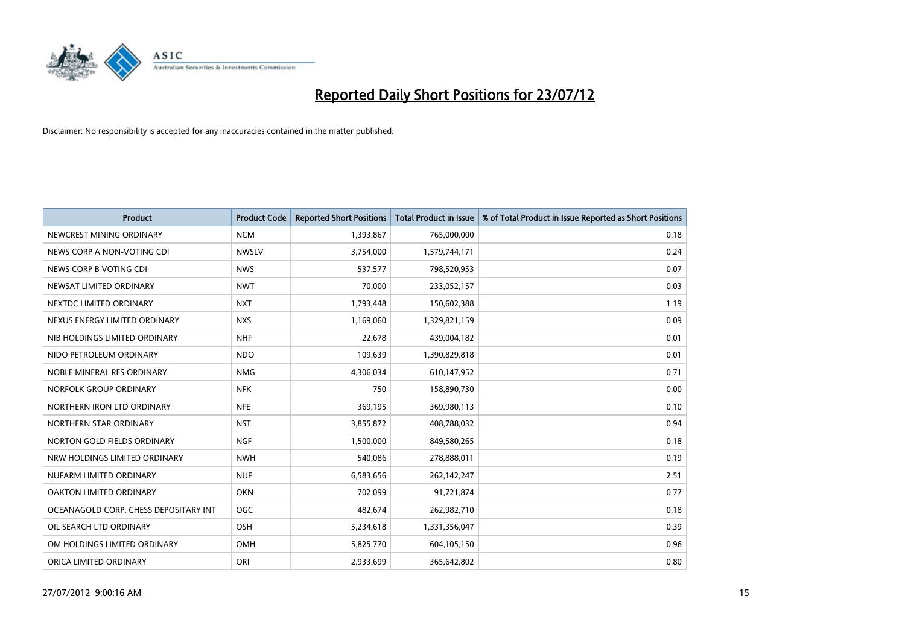# Reported Daily Short Positions for 23/07/12

Disclaimer: No responsibility is accepted for any inaccuracies contained in the matter published.

| Product | Product Code | Reported Short Positions | Total Product in Issue | % of Total Product in Issue Reported as Short Positions |
|---|---|---|---|---|
| NEWCREST MINING ORDINARY | NCM | 1,393,867 | 765,000,000 | 0.18 |
| NEWS CORP A NON-VOTING CDI | NWSLV | 3,754,000 | 1,579,744,171 | 0.24 |
| NEWS CORP B VOTING CDI | NWS | 537,577 | 798,520,953 | 0.07 |
| NEWSAT LIMITED ORDINARY | NWT | 70,000 | 233,052,157 | 0.03 |
| NEXTDC LIMITED ORDINARY | NXT | 1,793,448 | 150,602,388 | 1.19 |
| NEXUS ENERGY LIMITED ORDINARY | NXS | 1,169,060 | 1,329,821,159 | 0.09 |
| NIB HOLDINGS LIMITED ORDINARY | NHF | 22,678 | 439,004,182 | 0.01 |
| NIDO PETROLEUM ORDINARY | NDO | 109,639 | 1,390,829,818 | 0.01 |
| NOBLE MINERAL RES ORDINARY | NMG | 4,306,034 | 610,147,952 | 0.71 |
| NORFOLK GROUP ORDINARY | NFK | 750 | 158,890,730 | 0.00 |
| NORTHERN IRON LTD ORDINARY | NFE | 369,195 | 369,980,113 | 0.10 |
| NORTHERN STAR ORDINARY | NST | 3,855,872 | 408,788,032 | 0.94 |
| NORTON GOLD FIELDS ORDINARY | NGF | 1,500,000 | 849,580,265 | 0.18 |
| NRW HOLDINGS LIMITED ORDINARY | NWH | 540,086 | 278,888,011 | 0.19 |
| NUFARM LIMITED ORDINARY | NUF | 6,583,656 | 262,142,247 | 2.51 |
| OAKTON LIMITED ORDINARY | OKN | 702,099 | 91,721,874 | 0.77 |
| OCEANAGOLD CORP. CHESS DEPOSITARY INT | OGC | 482,674 | 262,982,710 | 0.18 |
| OIL SEARCH LTD ORDINARY | OSH | 5,234,618 | 1,331,356,047 | 0.39 |
| OM HOLDINGS LIMITED ORDINARY | OMH | 5,825,770 | 604,105,150 | 0.96 |
| ORICA LIMITED ORDINARY | ORI | 2,933,699 | 365,642,802 | 0.80 |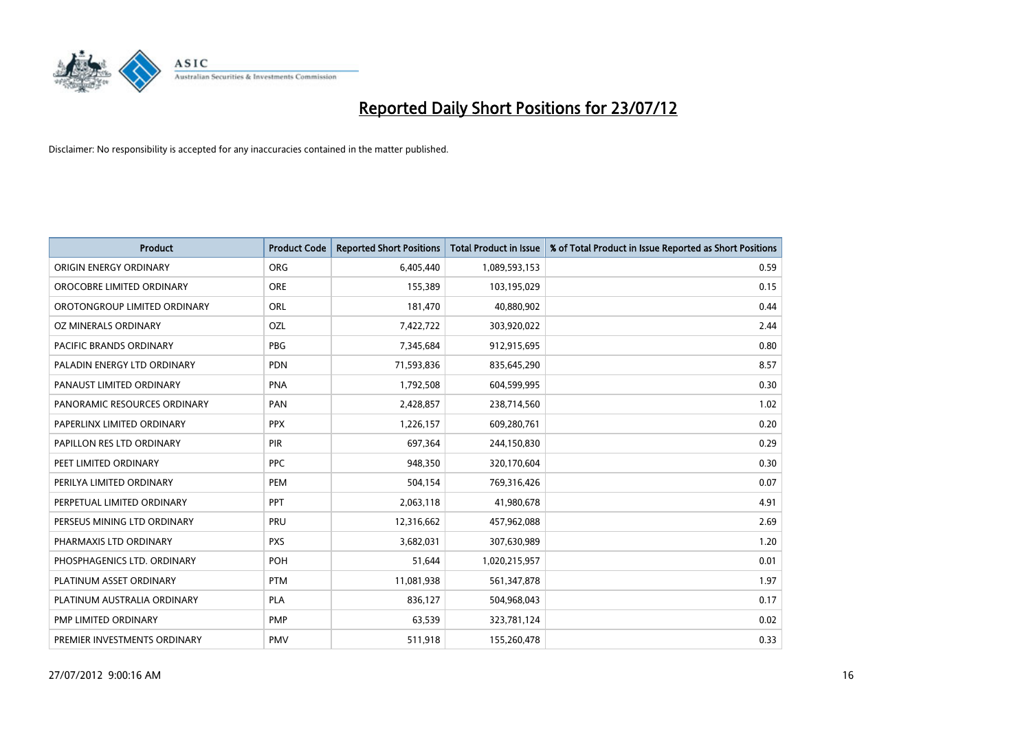# Reported Daily Short Positions for 23/07/12

Disclaimer: No responsibility is accepted for any inaccuracies contained in the matter published.

| Product | Product Code | Reported Short Positions | Total Product in Issue | % of Total Product in Issue Reported as Short Positions |
|---|---|---|---|---|
| ORIGIN ENERGY ORDINARY | ORG | 6,405,440 | 1,089,593,153 | 0.59 |
| OROCOBRE LIMITED ORDINARY | ORE | 155,389 | 103,195,029 | 0.15 |
| OROTONGROUP LIMITED ORDINARY | ORL | 181,470 | 40,880,902 | 0.44 |
| OZ MINERALS ORDINARY | OZL | 7,422,722 | 303,920,022 | 2.44 |
| PACIFIC BRANDS ORDINARY | PBG | 7,345,684 | 912,915,695 | 0.80 |
| PALADIN ENERGY LTD ORDINARY | PDN | 71,593,836 | 835,645,290 | 8.57 |
| PANAUST LIMITED ORDINARY | PNA | 1,792,508 | 604,599,995 | 0.30 |
| PANORAMIC RESOURCES ORDINARY | PAN | 2,428,857 | 238,714,560 | 1.02 |
| PAPERLINX LIMITED ORDINARY | PPX | 1,226,157 | 609,280,761 | 0.20 |
| PAPILLON RES LTD ORDINARY | PIR | 697,364 | 244,150,830 | 0.29 |
| PEET LIMITED ORDINARY | PPC | 948,350 | 320,170,604 | 0.30 |
| PERILYA LIMITED ORDINARY | PEM | 504,154 | 769,316,426 | 0.07 |
| PERPETUAL LIMITED ORDINARY | PPT | 2,063,118 | 41,980,678 | 4.91 |
| PERSEUS MINING LTD ORDINARY | PRU | 12,316,662 | 457,962,088 | 2.69 |
| PHARMAXIS LTD ORDINARY | PXS | 3,682,031 | 307,630,989 | 1.20 |
| PHOSPHAGENICS LTD. ORDINARY | POH | 51,644 | 1,020,215,957 | 0.01 |
| PLATINUM ASSET ORDINARY | PTM | 11,081,938 | 561,347,878 | 1.97 |
| PLATINUM AUSTRALIA ORDINARY | PLA | 836,127 | 504,968,043 | 0.17 |
| PMP LIMITED ORDINARY | PMP | 63,539 | 323,781,124 | 0.02 |
| PREMIER INVESTMENTS ORDINARY | PMV | 511,918 | 155,260,478 | 0.33 |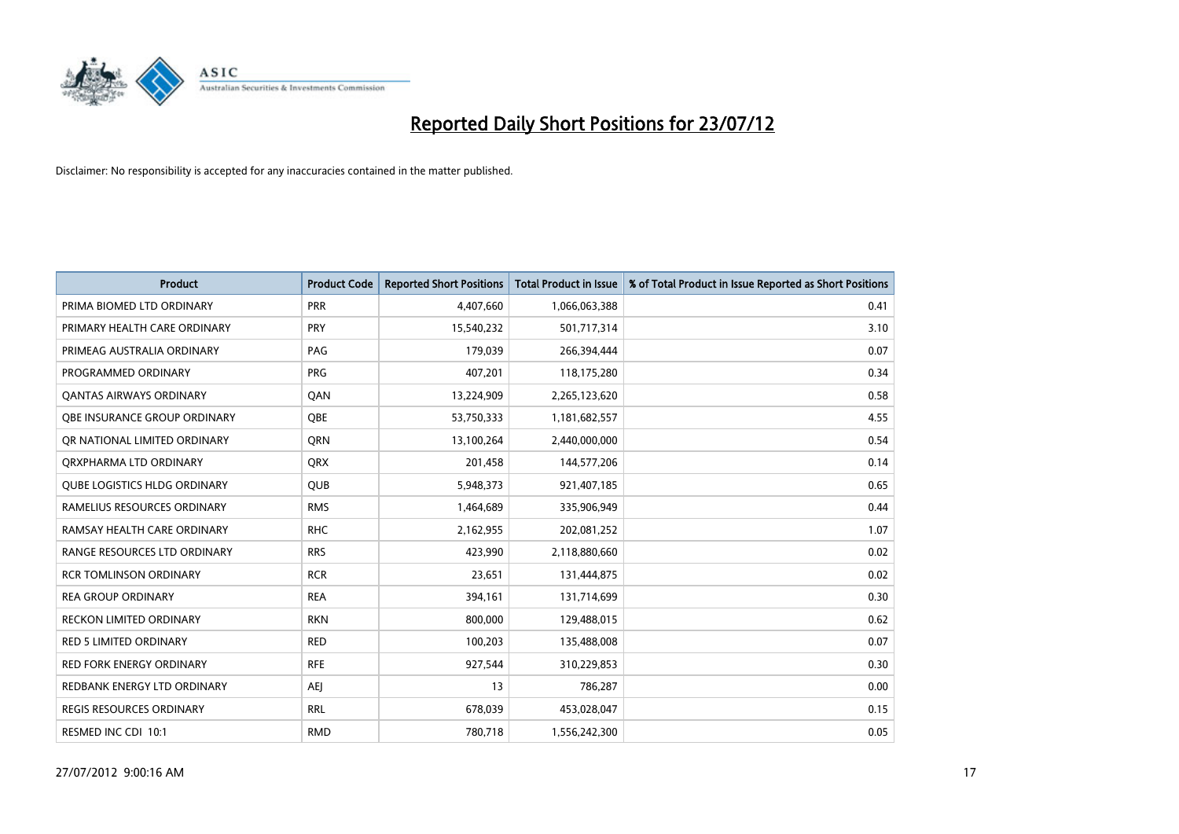# Reported Daily Short Positions for 23/07/12

Disclaimer: No responsibility is accepted for any inaccuracies contained in the matter published.

| Product | Product Code | Reported Short Positions | Total Product in Issue | % of Total Product in Issue Reported as Short Positions |
|---|---|---|---|---|
| PRIMA BIOMED LTD ORDINARY | PRR | 4,407,660 | 1,066,063,388 | 0.41 |
| PRIMARY HEALTH CARE ORDINARY | PRY | 15,540,232 | 501,717,314 | 3.10 |
| PRIMEAG AUSTRALIA ORDINARY | PAG | 179,039 | 266,394,444 | 0.07 |
| PROGRAMMED ORDINARY | PRG | 407,201 | 118,175,280 | 0.34 |
| QANTAS AIRWAYS ORDINARY | QAN | 13,224,909 | 2,265,123,620 | 0.58 |
| QBE INSURANCE GROUP ORDINARY | QBE | 53,750,333 | 1,181,682,557 | 4.55 |
| QR NATIONAL LIMITED ORDINARY | QRN | 13,100,264 | 2,440,000,000 | 0.54 |
| QRXPHARMA LTD ORDINARY | QRX | 201,458 | 144,577,206 | 0.14 |
| QUBE LOGISTICS HLDG ORDINARY | QUB | 5,948,373 | 921,407,185 | 0.65 |
| RAMELIUS RESOURCES ORDINARY | RMS | 1,464,689 | 335,906,949 | 0.44 |
| RAMSAY HEALTH CARE ORDINARY | RHC | 2,162,955 | 202,081,252 | 1.07 |
| RANGE RESOURCES LTD ORDINARY | RRS | 423,990 | 2,118,880,660 | 0.02 |
| RCR TOMLINSON ORDINARY | RCR | 23,651 | 131,444,875 | 0.02 |
| REA GROUP ORDINARY | REA | 394,161 | 131,714,699 | 0.30 |
| RECKON LIMITED ORDINARY | RKN | 800,000 | 129,488,015 | 0.62 |
| RED 5 LIMITED ORDINARY | RED | 100,203 | 135,488,008 | 0.07 |
| RED FORK ENERGY ORDINARY | RFE | 927,544 | 310,229,853 | 0.30 |
| REDBANK ENERGY LTD ORDINARY | AEJ | 13 | 786,287 | 0.00 |
| REGIS RESOURCES ORDINARY | RRL | 678,039 | 453,028,047 | 0.15 |
| RESMED INC CDI 10:1 | RMD | 780,718 | 1,556,242,300 | 0.05 |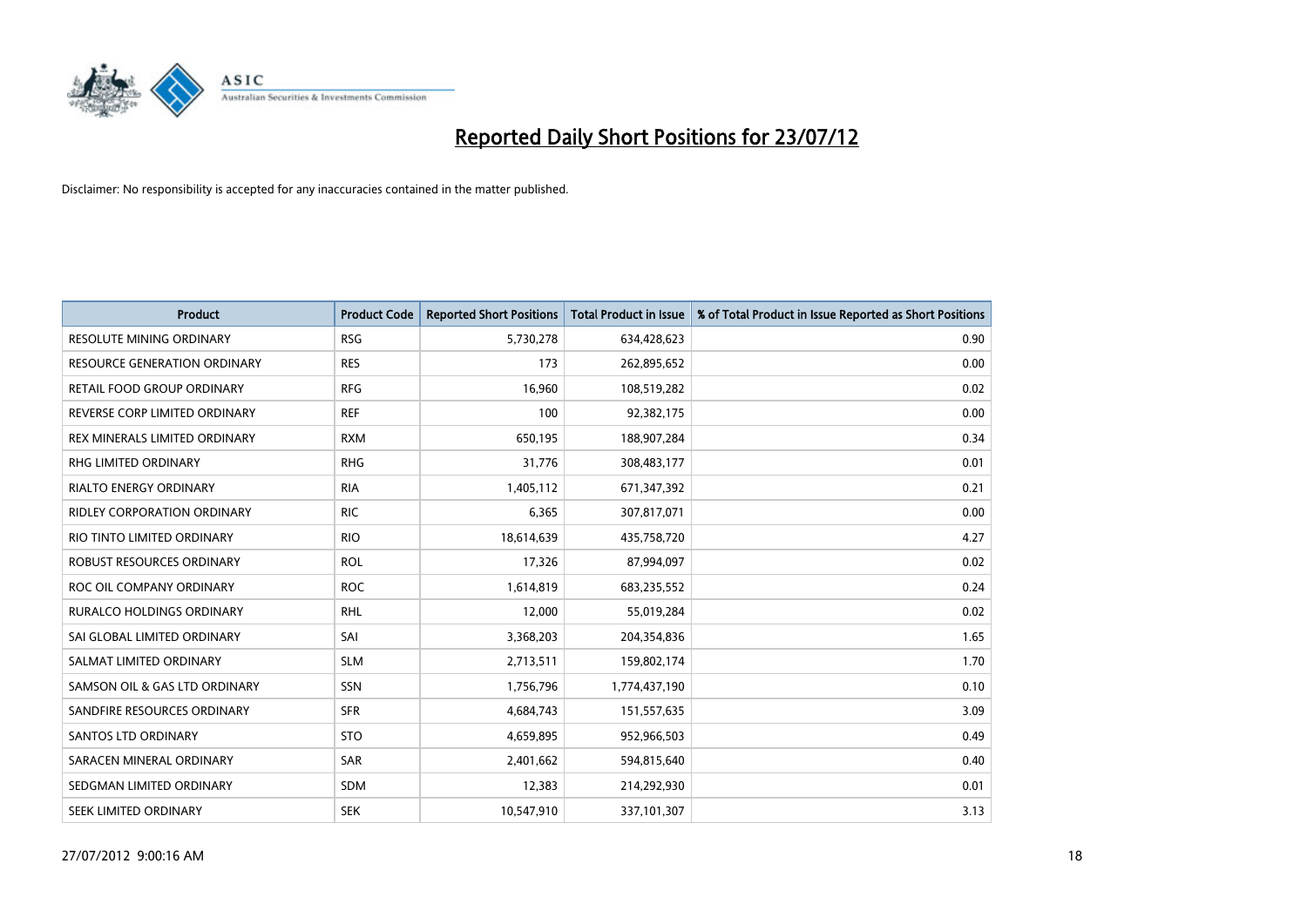# Reported Daily Short Positions for 23/07/12

Disclaimer: No responsibility is accepted for any inaccuracies contained in the matter published.

| Product | Product Code | Reported Short Positions | Total Product in Issue | % of Total Product in Issue Reported as Short Positions |
|---|---|---|---|---|
| RESOLUTE MINING ORDINARY | RSG | 5,730,278 | 634,428,623 | 0.90 |
| RESOURCE GENERATION ORDINARY | RES | 173 | 262,895,652 | 0.00 |
| RETAIL FOOD GROUP ORDINARY | RFG | 16,960 | 108,519,282 | 0.02 |
| REVERSE CORP LIMITED ORDINARY | REF | 100 | 92,382,175 | 0.00 |
| REX MINERALS LIMITED ORDINARY | RXM | 650,195 | 188,907,284 | 0.34 |
| RHG LIMITED ORDINARY | RHG | 31,776 | 308,483,177 | 0.01 |
| RIALTO ENERGY ORDINARY | RIA | 1,405,112 | 671,347,392 | 0.21 |
| RIDLEY CORPORATION ORDINARY | RIC | 6,365 | 307,817,071 | 0.00 |
| RIO TINTO LIMITED ORDINARY | RIO | 18,614,639 | 435,758,720 | 4.27 |
| ROBUST RESOURCES ORDINARY | ROL | 17,326 | 87,994,097 | 0.02 |
| ROC OIL COMPANY ORDINARY | ROC | 1,614,819 | 683,235,552 | 0.24 |
| RURALCO HOLDINGS ORDINARY | RHL | 12,000 | 55,019,284 | 0.02 |
| SAI GLOBAL LIMITED ORDINARY | SAI | 3,368,203 | 204,354,836 | 1.65 |
| SALMAT LIMITED ORDINARY | SLM | 2,713,511 | 159,802,174 | 1.70 |
| SAMSON OIL & GAS LTD ORDINARY | SSN | 1,756,796 | 1,774,437,190 | 0.10 |
| SANDFIRE RESOURCES ORDINARY | SFR | 4,684,743 | 151,557,635 | 3.09 |
| SANTOS LTD ORDINARY | STO | 4,659,895 | 952,966,503 | 0.49 |
| SARACEN MINERAL ORDINARY | SAR | 2,401,662 | 594,815,640 | 0.40 |
| SEDGMAN LIMITED ORDINARY | SDM | 12,383 | 214,292,930 | 0.01 |
| SEEK LIMITED ORDINARY | SEK | 10,547,910 | 337,101,307 | 3.13 |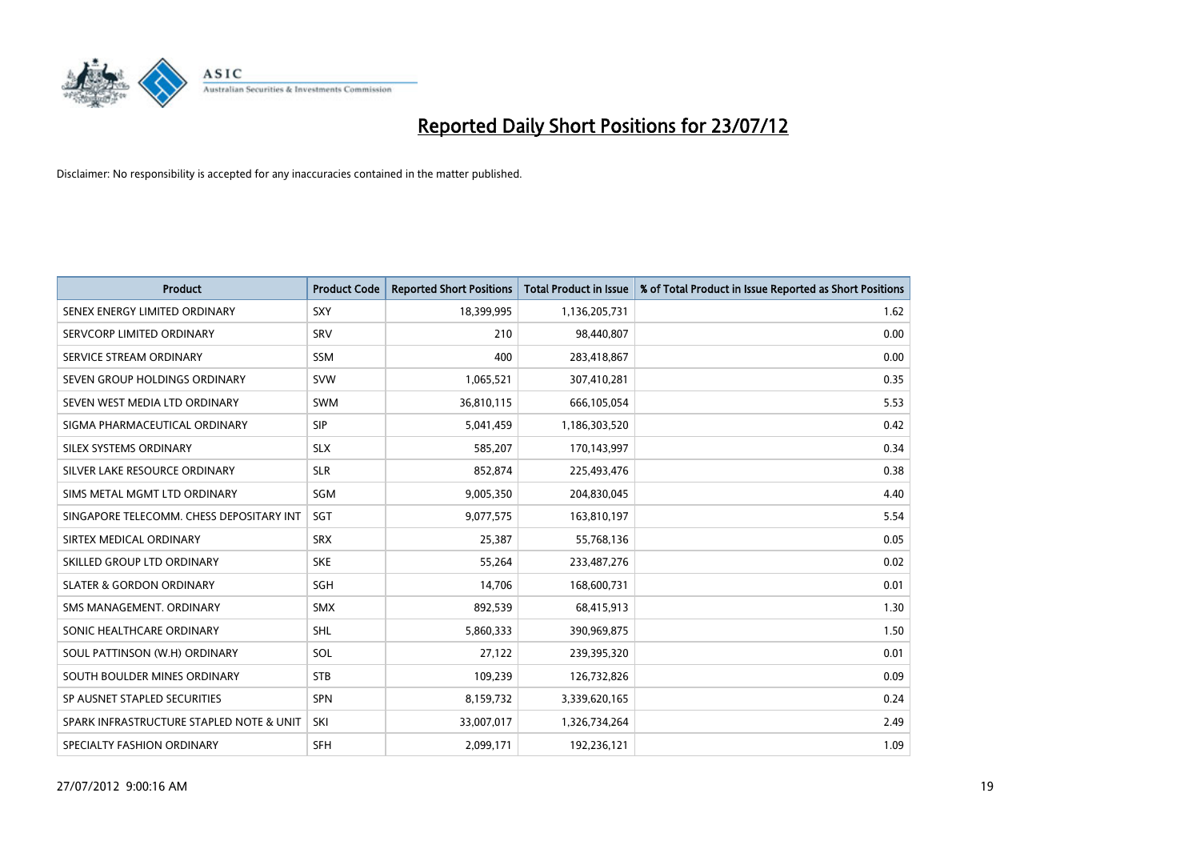# Reported Daily Short Positions for 23/07/12

Disclaimer: No responsibility is accepted for any inaccuracies contained in the matter published.

| Product | Product Code | Reported Short Positions | Total Product in Issue | % of Total Product in Issue Reported as Short Positions |
|---|---|---|---|---|
| SENEX ENERGY LIMITED ORDINARY | SXY | 18,399,995 | 1,136,205,731 | 1.62 |
| SERVCORP LIMITED ORDINARY | SRV | 210 | 98,440,807 | 0.00 |
| SERVICE STREAM ORDINARY | SSM | 400 | 283,418,867 | 0.00 |
| SEVEN GROUP HOLDINGS ORDINARY | SVW | 1,065,521 | 307,410,281 | 0.35 |
| SEVEN WEST MEDIA LTD ORDINARY | SWM | 36,810,115 | 666,105,054 | 5.53 |
| SIGMA PHARMACEUTICAL ORDINARY | SIP | 5,041,459 | 1,186,303,520 | 0.42 |
| SILEX SYSTEMS ORDINARY | SLX | 585,207 | 170,143,997 | 0.34 |
| SILVER LAKE RESOURCE ORDINARY | SLR | 852,874 | 225,493,476 | 0.38 |
| SIMS METAL MGMT LTD ORDINARY | SGM | 9,005,350 | 204,830,045 | 4.40 |
| SINGAPORE TELECOMM. CHESS DEPOSITARY INT | SGT | 9,077,575 | 163,810,197 | 5.54 |
| SIRTEX MEDICAL ORDINARY | SRX | 25,387 | 55,768,136 | 0.05 |
| SKILLED GROUP LTD ORDINARY | SKE | 55,264 | 233,487,276 | 0.02 |
| SLATER & GORDON ORDINARY | SGH | 14,706 | 168,600,731 | 0.01 |
| SMS MANAGEMENT. ORDINARY | SMX | 892,539 | 68,415,913 | 1.30 |
| SONIC HEALTHCARE ORDINARY | SHL | 5,860,333 | 390,969,875 | 1.50 |
| SOUL PATTINSON (W.H) ORDINARY | SOL | 27,122 | 239,395,320 | 0.01 |
| SOUTH BOULDER MINES ORDINARY | STB | 109,239 | 126,732,826 | 0.09 |
| SP AUSNET STAPLED SECURITIES | SPN | 8,159,732 | 3,339,620,165 | 0.24 |
| SPARK INFRASTRUCTURE STAPLED NOTE & UNIT | SKI | 33,007,017 | 1,326,734,264 | 2.49 |
| SPECIALTY FASHION ORDINARY | SFH | 2,099,171 | 192,236,121 | 1.09 |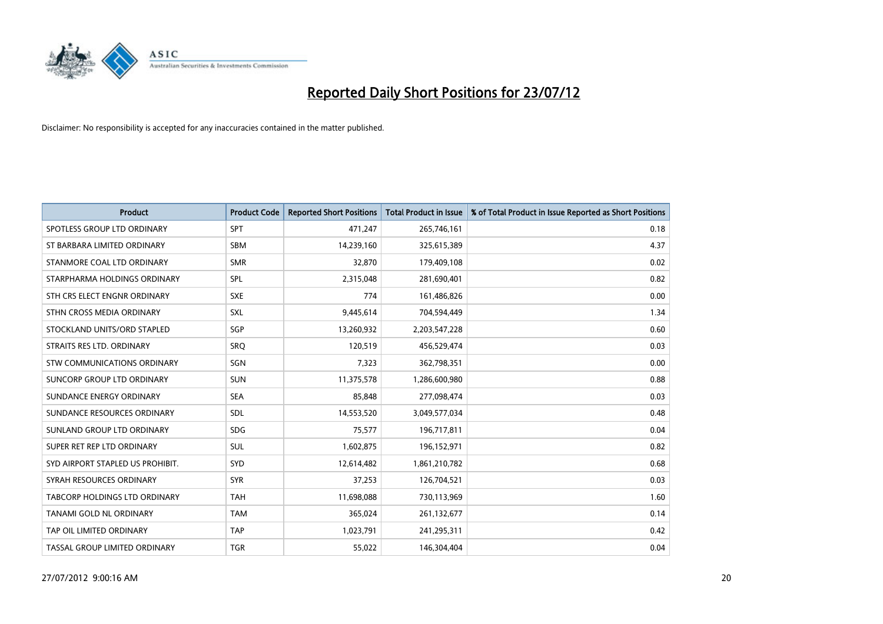# Reported Daily Short Positions for 23/07/12

Disclaimer: No responsibility is accepted for any inaccuracies contained in the matter published.

| Product | Product Code | Reported Short Positions | Total Product in Issue | % of Total Product in Issue Reported as Short Positions |
|---|---|---|---|---|
| SPOTLESS GROUP LTD ORDINARY | SPT | 471,247 | 265,746,161 | 0.18 |
| ST BARBARA LIMITED ORDINARY | SBM | 14,239,160 | 325,615,389 | 4.37 |
| STANMORE COAL LTD ORDINARY | SMR | 32,870 | 179,409,108 | 0.02 |
| STARPHARMA HOLDINGS ORDINARY | SPL | 2,315,048 | 281,690,401 | 0.82 |
| STH CRS ELECT ENGNR ORDINARY | SXE | 774 | 161,486,826 | 0.00 |
| STHN CROSS MEDIA ORDINARY | SXL | 9,445,614 | 704,594,449 | 1.34 |
| STOCKLAND UNITS/ORD STAPLED | SGP | 13,260,932 | 2,203,547,228 | 0.60 |
| STRAITS RES LTD. ORDINARY | SRQ | 120,519 | 456,529,474 | 0.03 |
| STW COMMUNICATIONS ORDINARY | SGN | 7,323 | 362,798,351 | 0.00 |
| SUNCORP GROUP LTD ORDINARY | SUN | 11,375,578 | 1,286,600,980 | 0.88 |
| SUNDANCE ENERGY ORDINARY | SEA | 85,848 | 277,098,474 | 0.03 |
| SUNDANCE RESOURCES ORDINARY | SDL | 14,553,520 | 3,049,577,034 | 0.48 |
| SUNLAND GROUP LTD ORDINARY | SDG | 75,577 | 196,717,811 | 0.04 |
| SUPER RET REP LTD ORDINARY | SUL | 1,602,875 | 196,152,971 | 0.82 |
| SYD AIRPORT STAPLED US PROHIBIT. | SYD | 12,614,482 | 1,861,210,782 | 0.68 |
| SYRAH RESOURCES ORDINARY | SYR | 37,253 | 126,704,521 | 0.03 |
| TABCORP HOLDINGS LTD ORDINARY | TAH | 11,698,088 | 730,113,969 | 1.60 |
| TANAMI GOLD NL ORDINARY | TAM | 365,024 | 261,132,677 | 0.14 |
| TAP OIL LIMITED ORDINARY | TAP | 1,023,791 | 241,295,311 | 0.42 |
| TASSAL GROUP LIMITED ORDINARY | TGR | 55,022 | 146,304,404 | 0.04 |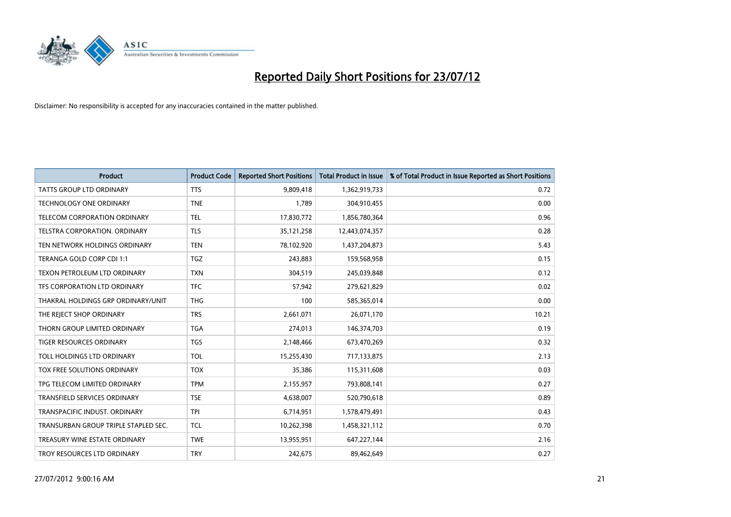# Reported Daily Short Positions for 23/07/12

Disclaimer: No responsibility is accepted for any inaccuracies contained in the matter published.

| Product | Product Code | Reported Short Positions | Total Product in Issue | % of Total Product in Issue Reported as Short Positions |
|---|---|---|---|---|
| TATTS GROUP LTD ORDINARY | TTS | 9,809,418 | 1,362,919,733 | 0.72 |
| TECHNOLOGY ONE ORDINARY | TNE | 1,789 | 304,910,455 | 0.00 |
| TELECOM CORPORATION ORDINARY | TEL | 17,830,772 | 1,856,780,364 | 0.96 |
| TELSTRA CORPORATION. ORDINARY | TLS | 35,121,258 | 12,443,074,357 | 0.28 |
| TEN NETWORK HOLDINGS ORDINARY | TEN | 78,102,920 | 1,437,204,873 | 5.43 |
| TERANGA GOLD CORP CDI 1:1 | TGZ | 243,883 | 159,568,958 | 0.15 |
| TEXON PETROLEUM LTD ORDINARY | TXN | 304,519 | 245,039,848 | 0.12 |
| TFS CORPORATION LTD ORDINARY | TFC | 57,942 | 279,621,829 | 0.02 |
| THAKRAL HOLDINGS GRP ORDINARY/UNIT | THG | 100 | 585,365,014 | 0.00 |
| THE REJECT SHOP ORDINARY | TRS | 2,661,071 | 26,071,170 | 10.21 |
| THORN GROUP LIMITED ORDINARY | TGA | 274,013 | 146,374,703 | 0.19 |
| TIGER RESOURCES ORDINARY | TGS | 2,148,466 | 673,470,269 | 0.32 |
| TOLL HOLDINGS LTD ORDINARY | TOL | 15,255,430 | 717,133,875 | 2.13 |
| TOX FREE SOLUTIONS ORDINARY | TOX | 35,386 | 115,311,608 | 0.03 |
| TPG TELECOM LIMITED ORDINARY | TPM | 2,155,957 | 793,808,141 | 0.27 |
| TRANSFIELD SERVICES ORDINARY | TSE | 4,638,007 | 520,790,618 | 0.89 |
| TRANSPACIFIC INDUST. ORDINARY | TPI | 6,714,951 | 1,578,479,491 | 0.43 |
| TRANSURBAN GROUP TRIPLE STAPLED SEC. | TCL | 10,262,398 | 1,458,321,112 | 0.70 |
| TREASURY WINE ESTATE ORDINARY | TWE | 13,955,951 | 647,227,144 | 2.16 |
| TROY RESOURCES LTD ORDINARY | TRY | 242,675 | 89,462,649 | 0.27 |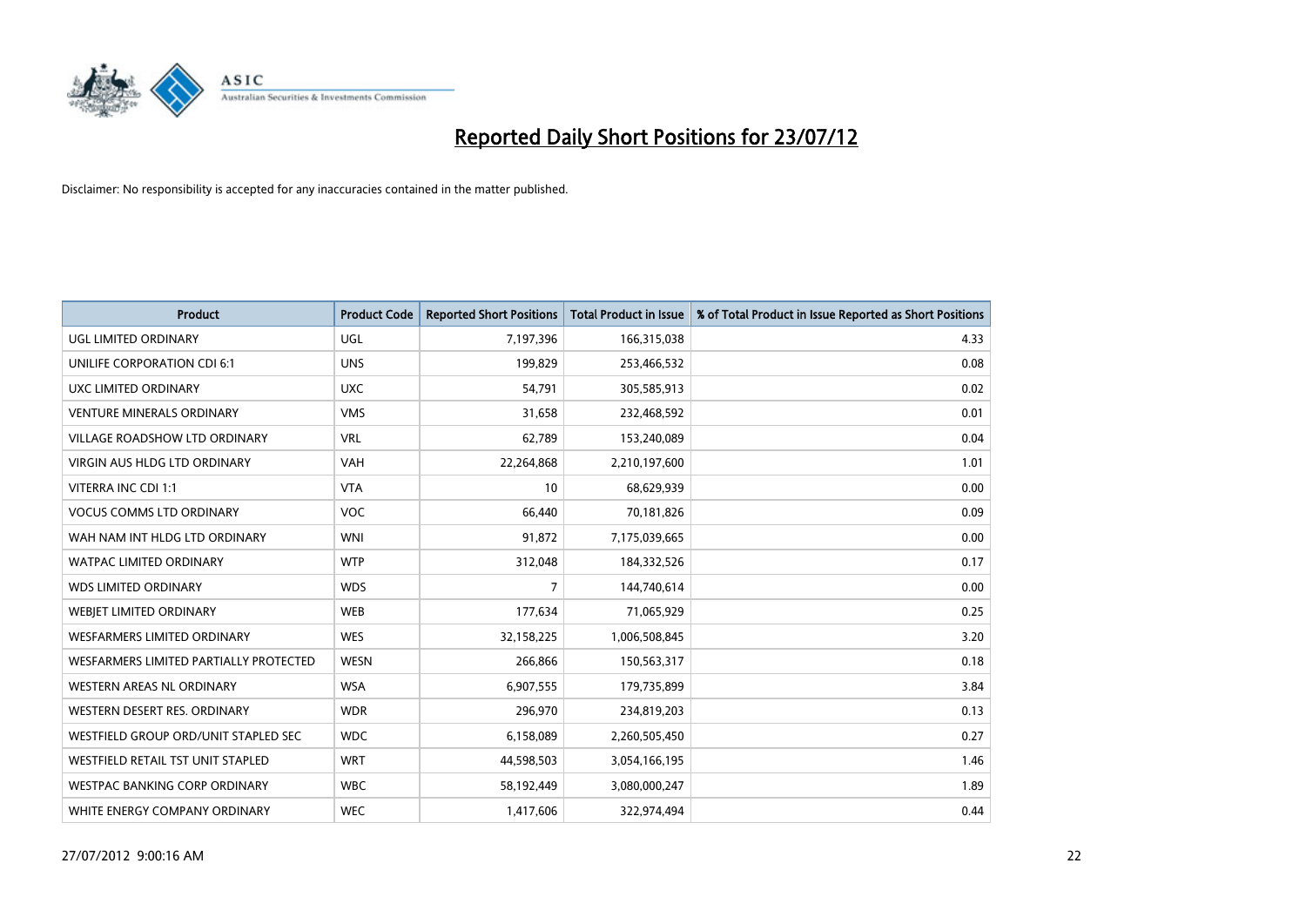# Reported Daily Short Positions for 23/07/12

Disclaimer: No responsibility is accepted for any inaccuracies contained in the matter published.

| Product | Product Code | Reported Short Positions | Total Product in Issue | % of Total Product in Issue Reported as Short Positions |
|---|---|---|---|---|
| UGL LIMITED ORDINARY | UGL | 7,197,396 | 166,315,038 | 4.33 |
| UNILIFE CORPORATION CDI 6:1 | UNS | 199,829 | 253,466,532 | 0.08 |
| UXC LIMITED ORDINARY | UXC | 54,791 | 305,585,913 | 0.02 |
| VENTURE MINERALS ORDINARY | VMS | 31,658 | 232,468,592 | 0.01 |
| VILLAGE ROADSHOW LTD ORDINARY | VRL | 62,789 | 153,240,089 | 0.04 |
| VIRGIN AUS HLDG LTD ORDINARY | VAH | 22,264,868 | 2,210,197,600 | 1.01 |
| VITERRA INC CDI 1:1 | VTA | 10 | 68,629,939 | 0.00 |
| VOCUS COMMS LTD ORDINARY | VOC | 66,440 | 70,181,826 | 0.09 |
| WAH NAM INT HLDG LTD ORDINARY | WNI | 91,872 | 7,175,039,665 | 0.00 |
| WATPAC LIMITED ORDINARY | WTP | 312,048 | 184,332,526 | 0.17 |
| WDS LIMITED ORDINARY | WDS | 7 | 144,740,614 | 0.00 |
| WEBJET LIMITED ORDINARY | WEB | 177,634 | 71,065,929 | 0.25 |
| WESFARMERS LIMITED ORDINARY | WES | 32,158,225 | 1,006,508,845 | 3.20 |
| WESFARMERS LIMITED PARTIALLY PROTECTED | WESN | 266,866 | 150,563,317 | 0.18 |
| WESTERN AREAS NL ORDINARY | WSA | 6,907,555 | 179,735,899 | 3.84 |
| WESTERN DESERT RES. ORDINARY | WDR | 296,970 | 234,819,203 | 0.13 |
| WESTFIELD GROUP ORD/UNIT STAPLED SEC | WDC | 6,158,089 | 2,260,505,450 | 0.27 |
| WESTFIELD RETAIL TST UNIT STAPLED | WRT | 44,598,503 | 3,054,166,195 | 1.46 |
| WESTPAC BANKING CORP ORDINARY | WBC | 58,192,449 | 3,080,000,247 | 1.89 |
| WHITE ENERGY COMPANY ORDINARY | WEC | 1,417,606 | 322,974,494 | 0.44 |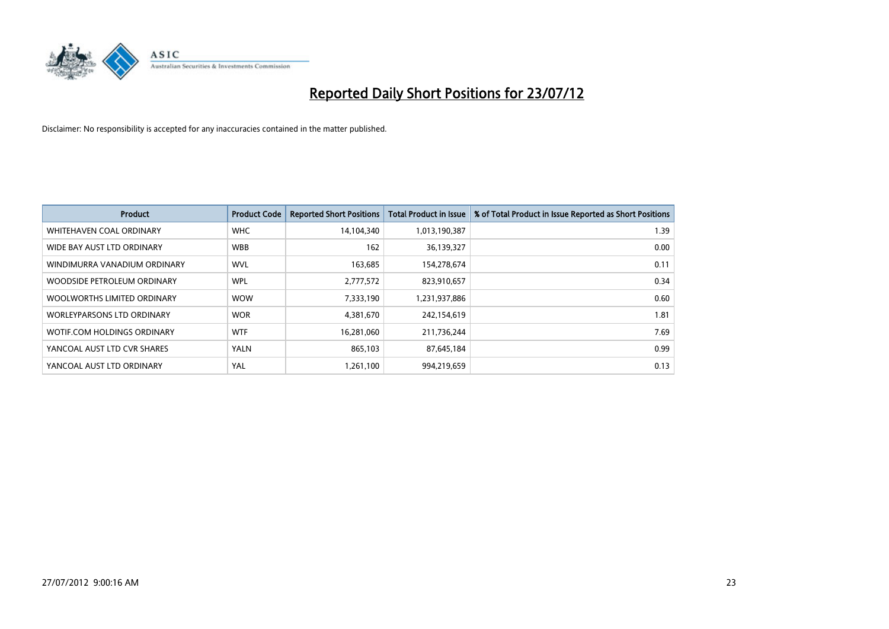# Reported Daily Short Positions for 23/07/12

Disclaimer: No responsibility is accepted for any inaccuracies contained in the matter published.

| Product | Product Code | Reported Short Positions | Total Product in Issue | % of Total Product in Issue Reported as Short Positions |
|---|---|---|---|---|
| WHITEHAVEN COAL ORDINARY | WHC | 14,104,340 | 1,013,190,387 | 1.39 |
| WIDE BAY AUST LTD ORDINARY | WBB | 162 | 36,139,327 | 0.00 |
| WINDIMURRA VANADIUM ORDINARY | WVL | 163,685 | 154,278,674 | 0.11 |
| WOODSIDE PETROLEUM ORDINARY | WPL | 2,777,572 | 823,910,657 | 0.34 |
| WOOLWORTHS LIMITED ORDINARY | WOW | 7,333,190 | 1,231,937,886 | 0.60 |
| WORLEYPARSONS LTD ORDINARY | WOR | 4,381,670 | 242,154,619 | 1.81 |
| WOTIF.COM HOLDINGS ORDINARY | WTF | 16,281,060 | 211,736,244 | 7.69 |
| YANCOAL AUST LTD CVR SHARES | YALN | 865,103 | 87,645,184 | 0.99 |
| YANCOAL AUST LTD ORDINARY | YAL | 1,261,100 | 994,219,659 | 0.13 |

27/07/2012 9:00:16 AM